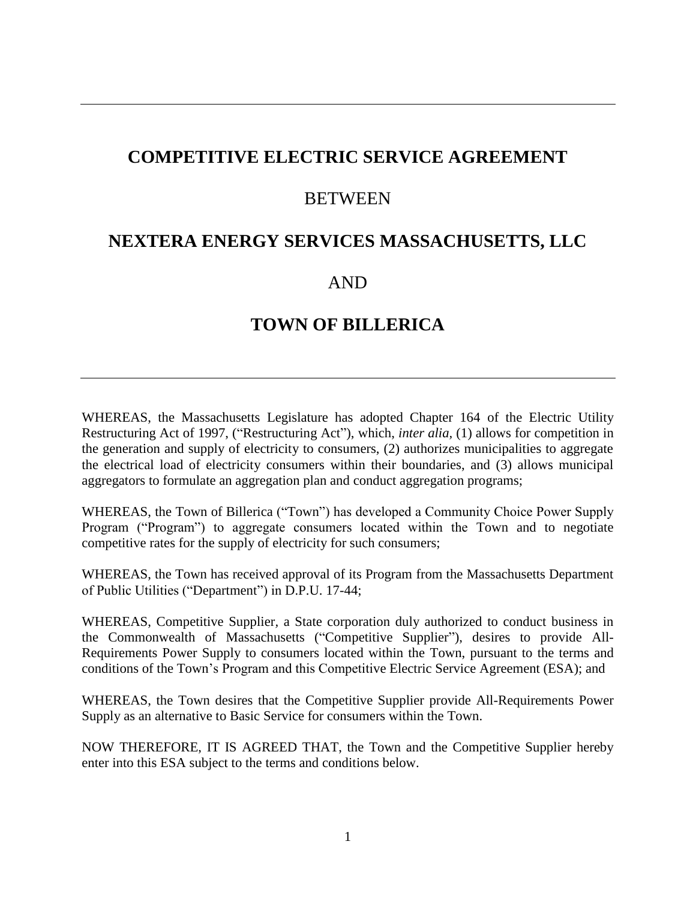---

# COMPETITIVE ELECTRIC SERVICE AGREEMENT

## BETWEEN

# NEXTERA ENERGY SERVICES MASSACHUSETTS, LLC

## AND

# TOWN OF BILLERICA

---

WHEREAS, the Massachusetts Legislature has adopted Chapter 164 of the Electric Utility Restructuring Act of 1997, ("Restructuring Act"), which, *inter alia,* (1) allows for competition in the generation and supply of electricity to consumers, (2) authorizes municipalities to aggregate the electrical load of electricity consumers within their boundaries, and (3) allows municipal aggregators to formulate an aggregation plan and conduct aggregation programs;

WHEREAS, the Town of Billerica ("Town") has developed a Community Choice Power Supply Program ("Program") to aggregate consumers located within the Town and to negotiate competitive rates for the supply of electricity for such consumers;

WHEREAS, the Town has received approval of its Program from the Massachusetts Department of Public Utilities ("Department") in D.P.U. 17-44;

WHEREAS, Competitive Supplier, a State corporation duly authorized to conduct business in the Commonwealth of Massachusetts ("Competitive Supplier"), desires to provide All-Requirements Power Supply to consumers located within the Town, pursuant to the terms and conditions of the Town's Program and this Competitive Electric Service Agreement (ESA); and

WHEREAS, the Town desires that the Competitive Supplier provide All-Requirements Power Supply as an alternative to Basic Service for consumers within the Town.

NOW THEREFORE, IT IS AGREED THAT, the Town and the Competitive Supplier hereby enter into this ESA subject to the terms and conditions below.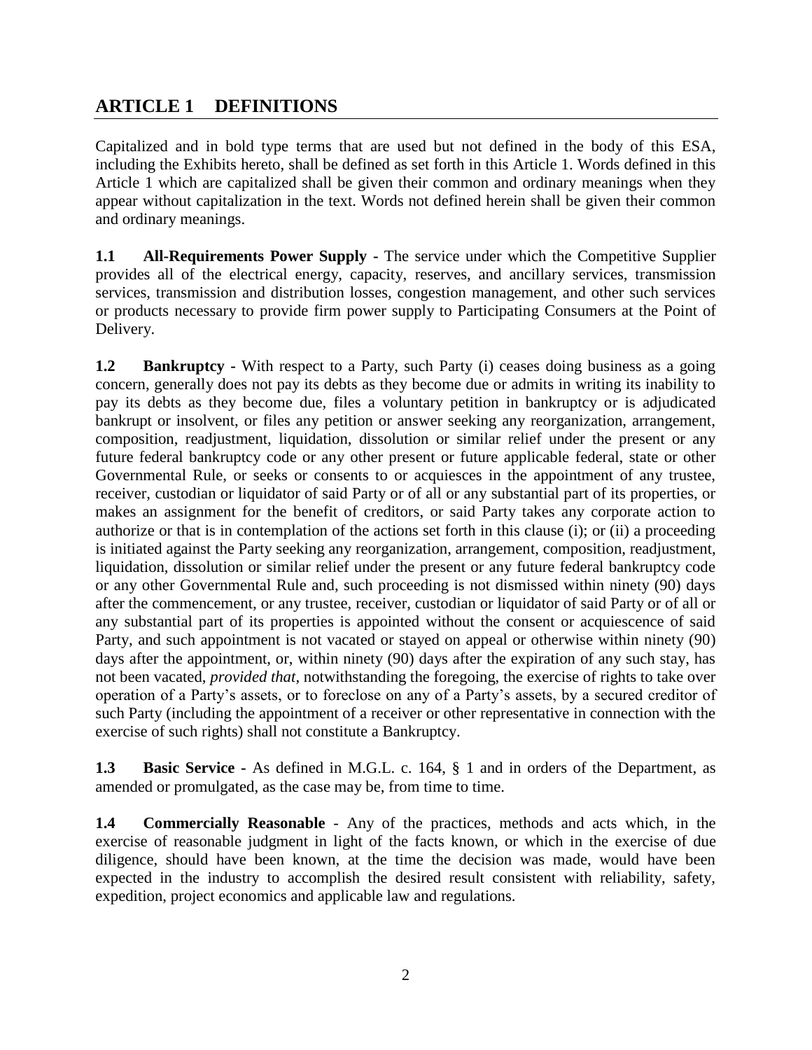## ARTICLE 1 DEFINITIONS

Capitalized and in bold type terms that are used but not defined in the body of this ESA, including the Exhibits hereto, shall be defined as set forth in this Article 1. Words defined in this Article 1 which are capitalized shall be given their common and ordinary meanings when they appear without capitalization in the text. Words not defined herein shall be given their common and ordinary meanings.

**1.1 All-Requirements Power Supply -** The service under which the Competitive Supplier provides all of the electrical energy, capacity, reserves, and ancillary services, transmission services, transmission and distribution losses, congestion management, and other such services or products necessary to provide firm power supply to Participating Consumers at the Point of Delivery.

**1.2 Bankruptcy -** With respect to a Party, such Party (i) ceases doing business as a going concern, generally does not pay its debts as they become due or admits in writing its inability to pay its debts as they become due, files a voluntary petition in bankruptcy or is adjudicated bankrupt or insolvent, or files any petition or answer seeking any reorganization, arrangement, composition, readjustment, liquidation, dissolution or similar relief under the present or any future federal bankruptcy code or any other present or future applicable federal, state or other Governmental Rule, or seeks or consents to or acquiesces in the appointment of any trustee, receiver, custodian or liquidator of said Party or of all or any substantial part of its properties, or makes an assignment for the benefit of creditors, or said Party takes any corporate action to authorize or that is in contemplation of the actions set forth in this clause (i); or (ii) a proceeding is initiated against the Party seeking any reorganization, arrangement, composition, readjustment, liquidation, dissolution or similar relief under the present or any future federal bankruptcy code or any other Governmental Rule and, such proceeding is not dismissed within ninety (90) days after the commencement, or any trustee, receiver, custodian or liquidator of said Party or of all or any substantial part of its properties is appointed without the consent or acquiescence of said Party, and such appointment is not vacated or stayed on appeal or otherwise within ninety (90) days after the appointment, or, within ninety (90) days after the expiration of any such stay, has not been vacated, *provided that*, notwithstanding the foregoing, the exercise of rights to take over operation of a Party's assets, or to foreclose on any of a Party's assets, by a secured creditor of such Party (including the appointment of a receiver or other representative in connection with the exercise of such rights) shall not constitute a Bankruptcy.

**1.3 Basic Service -** As defined in M.G.L. c. 164, § 1 and in orders of the Department, as amended or promulgated, as the case may be, from time to time.

**1.4 Commercially Reasonable** - Any of the practices, methods and acts which, in the exercise of reasonable judgment in light of the facts known, or which in the exercise of due diligence, should have been known, at the time the decision was made, would have been expected in the industry to accomplish the desired result consistent with reliability, safety, expedition, project economics and applicable law and regulations.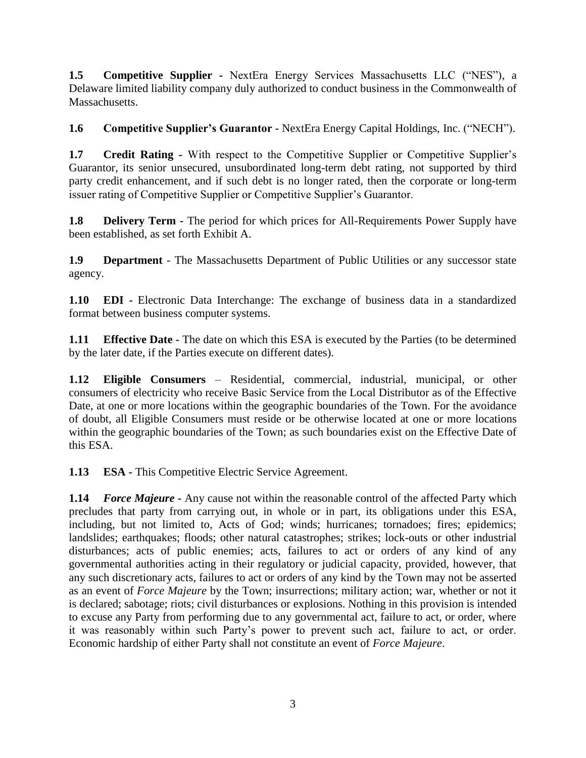**1.5 Competitive Supplier -** NextEra Energy Services Massachusetts LLC ("NES"), a Delaware limited liability company duly authorized to conduct business in the Commonwealth of Massachusetts.

**1.6 Competitive Supplier's Guarantor -** NextEra Energy Capital Holdings, Inc. ("NECH").

**1.7 Credit Rating -** With respect to the Competitive Supplier or Competitive Supplier's Guarantor, its senior unsecured, unsubordinated long-term debt rating, not supported by third party credit enhancement, and if such debt is no longer rated, then the corporate or long-term issuer rating of Competitive Supplier or Competitive Supplier's Guarantor.

**1.8 Delivery Term -** The period for which prices for All-Requirements Power Supply have been established, as set forth Exhibit A.

**1.9 Department** - The Massachusetts Department of Public Utilities or any successor state agency.

**1.10 EDI -** Electronic Data Interchange: The exchange of business data in a standardized format between business computer systems.

**1.11 Effective Date -** The date on which this ESA is executed by the Parties (to be determined by the later date, if the Parties execute on different dates).

**1.12 Eligible Consumers** – Residential, commercial, industrial, municipal, or other consumers of electricity who receive Basic Service from the Local Distributor as of the Effective Date, at one or more locations within the geographic boundaries of the Town. For the avoidance of doubt, all Eligible Consumers must reside or be otherwise located at one or more locations within the geographic boundaries of the Town; as such boundaries exist on the Effective Date of this ESA.

**1.13 ESA -** This Competitive Electric Service Agreement.

**1.14 *Force Majeure* -** Any cause not within the reasonable control of the affected Party which precludes that party from carrying out, in whole or in part, its obligations under this ESA, including, but not limited to, Acts of God; winds; hurricanes; tornadoes; fires; epidemics; landslides; earthquakes; floods; other natural catastrophes; strikes; lock-outs or other industrial disturbances; acts of public enemies; acts, failures to act or orders of any kind of any governmental authorities acting in their regulatory or judicial capacity, provided, however, that any such discretionary acts, failures to act or orders of any kind by the Town may not be asserted as an event of *Force Majeure* by the Town; insurrections; military action; war, whether or not it is declared; sabotage; riots; civil disturbances or explosions. Nothing in this provision is intended to excuse any Party from performing due to any governmental act, failure to act, or order, where it was reasonably within such Party's power to prevent such act, failure to act, or order. Economic hardship of either Party shall not constitute an event of *Force Majeure*.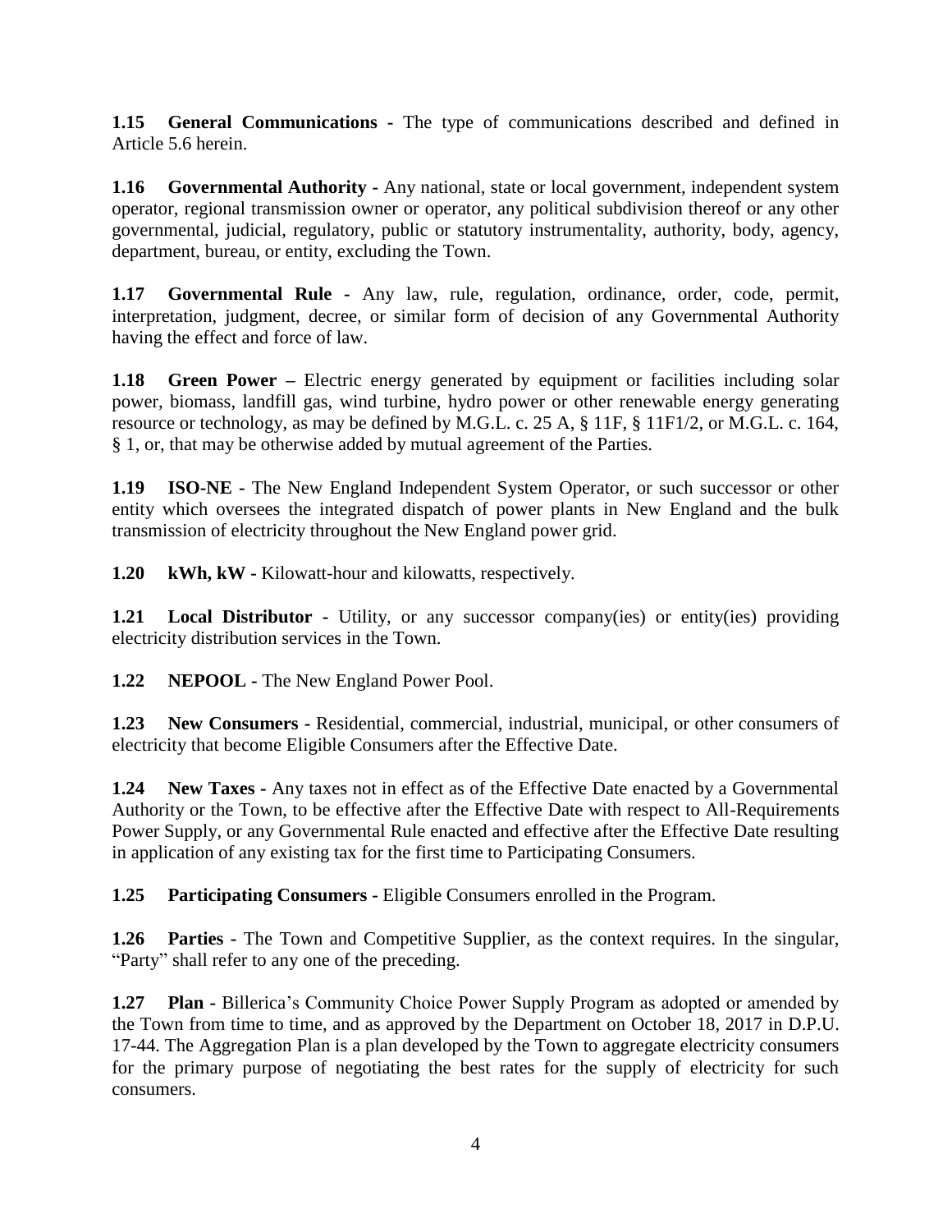**1.15 General Communications -** The type of communications described and defined in Article 5.6 herein.

**1.16 Governmental Authority -** Any national, state or local government, independent system operator, regional transmission owner or operator, any political subdivision thereof or any other governmental, judicial, regulatory, public or statutory instrumentality, authority, body, agency, department, bureau, or entity, excluding the Town.

**1.17 Governmental Rule -** Any law, rule, regulation, ordinance, order, code, permit, interpretation, judgment, decree, or similar form of decision of any Governmental Authority having the effect and force of law.

**1.18 Green Power –** Electric energy generated by equipment or facilities including solar power, biomass, landfill gas, wind turbine, hydro power or other renewable energy generating resource or technology, as may be defined by M.G.L. c. 25 A, § 11F, § 11F1/2, or M.G.L. c. 164, § 1, or, that may be otherwise added by mutual agreement of the Parties.

**1.19 ISO-NE -** The New England Independent System Operator, or such successor or other entity which oversees the integrated dispatch of power plants in New England and the bulk transmission of electricity throughout the New England power grid.

**1.20 kWh, kW -** Kilowatt-hour and kilowatts, respectively.

**1.21 Local Distributor -** Utility, or any successor company(ies) or entity(ies) providing electricity distribution services in the Town.

**1.22 NEPOOL -** The New England Power Pool.

**1.23 New Consumers -** Residential, commercial, industrial, municipal, or other consumers of electricity that become Eligible Consumers after the Effective Date.

**1.24 New Taxes -** Any taxes not in effect as of the Effective Date enacted by a Governmental Authority or the Town, to be effective after the Effective Date with respect to All-Requirements Power Supply, or any Governmental Rule enacted and effective after the Effective Date resulting in application of any existing tax for the first time to Participating Consumers.

**1.25 Participating Consumers -** Eligible Consumers enrolled in the Program.

**1.26 Parties -** The Town and Competitive Supplier, as the context requires. In the singular, "Party" shall refer to any one of the preceding.

**1.27 Plan -** Billerica's Community Choice Power Supply Program as adopted or amended by the Town from time to time, and as approved by the Department on October 18, 2017 in D.P.U. 17-44. The Aggregation Plan is a plan developed by the Town to aggregate electricity consumers for the primary purpose of negotiating the best rates for the supply of electricity for such consumers.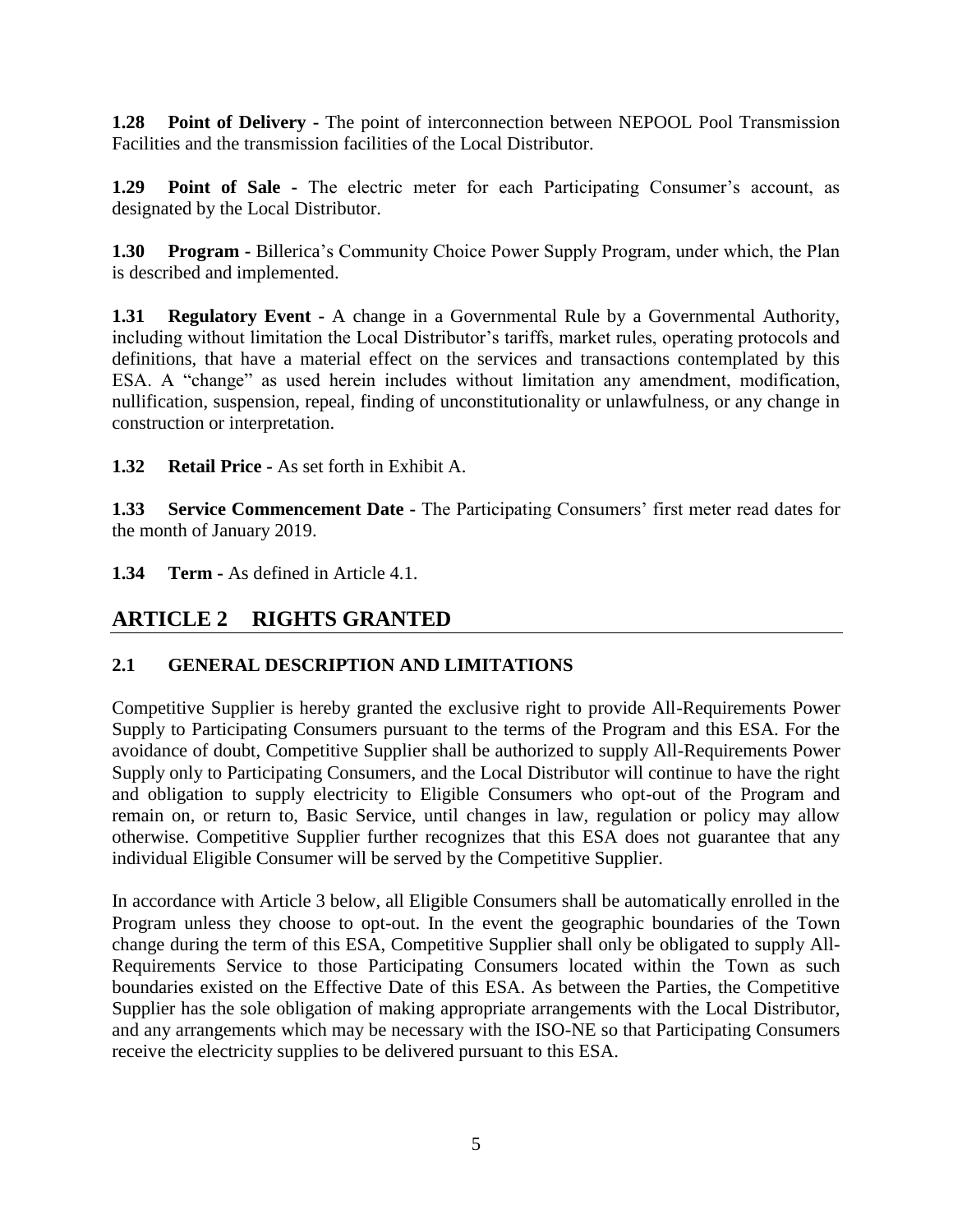**1.28 Point of Delivery -** The point of interconnection between NEPOOL Pool Transmission Facilities and the transmission facilities of the Local Distributor.

**1.29 Point of Sale -** The electric meter for each Participating Consumer's account, as designated by the Local Distributor.

**1.30 Program -** Billerica's Community Choice Power Supply Program, under which, the Plan is described and implemented.

**1.31 Regulatory Event -** A change in a Governmental Rule by a Governmental Authority, including without limitation the Local Distributor's tariffs, market rules, operating protocols and definitions, that have a material effect on the services and transactions contemplated by this ESA. A "change" as used herein includes without limitation any amendment, modification, nullification, suspension, repeal, finding of unconstitutionality or unlawfulness, or any change in construction or interpretation.

**1.32 Retail Price -** As set forth in Exhibit A.

**1.33 Service Commencement Date -** The Participating Consumers' first meter read dates for the month of January 2019.

**1.34 Term -** As defined in Article 4.1.

## ARTICLE 2 RIGHTS GRANTED

### 2.1 GENERAL DESCRIPTION AND LIMITATIONS

Competitive Supplier is hereby granted the exclusive right to provide All-Requirements Power Supply to Participating Consumers pursuant to the terms of the Program and this ESA. For the avoidance of doubt, Competitive Supplier shall be authorized to supply All-Requirements Power Supply only to Participating Consumers, and the Local Distributor will continue to have the right and obligation to supply electricity to Eligible Consumers who opt-out of the Program and remain on, or return to, Basic Service, until changes in law, regulation or policy may allow otherwise. Competitive Supplier further recognizes that this ESA does not guarantee that any individual Eligible Consumer will be served by the Competitive Supplier.

In accordance with Article 3 below, all Eligible Consumers shall be automatically enrolled in the Program unless they choose to opt-out. In the event the geographic boundaries of the Town change during the term of this ESA, Competitive Supplier shall only be obligated to supply All-Requirements Service to those Participating Consumers located within the Town as such boundaries existed on the Effective Date of this ESA. As between the Parties, the Competitive Supplier has the sole obligation of making appropriate arrangements with the Local Distributor, and any arrangements which may be necessary with the ISO-NE so that Participating Consumers receive the electricity supplies to be delivered pursuant to this ESA.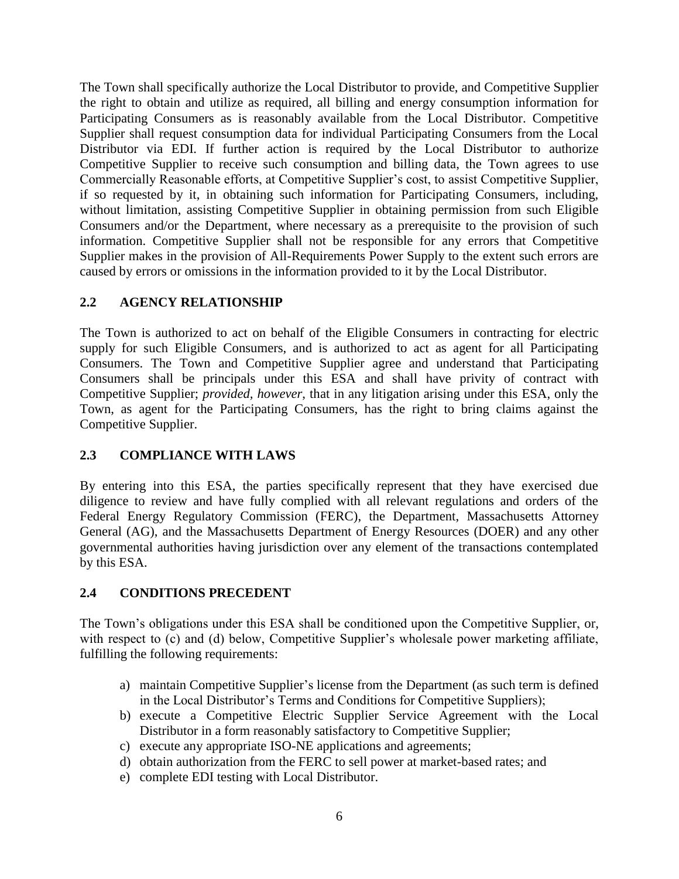The Town shall specifically authorize the Local Distributor to provide, and Competitive Supplier the right to obtain and utilize as required, all billing and energy consumption information for Participating Consumers as is reasonably available from the Local Distributor. Competitive Supplier shall request consumption data for individual Participating Consumers from the Local Distributor via EDI. If further action is required by the Local Distributor to authorize Competitive Supplier to receive such consumption and billing data, the Town agrees to use Commercially Reasonable efforts, at Competitive Supplier's cost, to assist Competitive Supplier, if so requested by it, in obtaining such information for Participating Consumers, including, without limitation, assisting Competitive Supplier in obtaining permission from such Eligible Consumers and/or the Department, where necessary as a prerequisite to the provision of such information. Competitive Supplier shall not be responsible for any errors that Competitive Supplier makes in the provision of All-Requirements Power Supply to the extent such errors are caused by errors or omissions in the information provided to it by the Local Distributor.

## 2.2 AGENCY RELATIONSHIP

The Town is authorized to act on behalf of the Eligible Consumers in contracting for electric supply for such Eligible Consumers, and is authorized to act as agent for all Participating Consumers. The Town and Competitive Supplier agree and understand that Participating Consumers shall be principals under this ESA and shall have privity of contract with Competitive Supplier; *provided, however*, that in any litigation arising under this ESA, only the Town, as agent for the Participating Consumers, has the right to bring claims against the Competitive Supplier.

## 2.3 COMPLIANCE WITH LAWS

By entering into this ESA, the parties specifically represent that they have exercised due diligence to review and have fully complied with all relevant regulations and orders of the Federal Energy Regulatory Commission (FERC), the Department, Massachusetts Attorney General (AG), and the Massachusetts Department of Energy Resources (DOER) and any other governmental authorities having jurisdiction over any element of the transactions contemplated by this ESA.

## 2.4 CONDITIONS PRECEDENT

The Town's obligations under this ESA shall be conditioned upon the Competitive Supplier, or, with respect to (c) and (d) below, Competitive Supplier's wholesale power marketing affiliate, fulfilling the following requirements:

a) maintain Competitive Supplier's license from the Department (as such term is defined in the Local Distributor's Terms and Conditions for Competitive Suppliers);
b) execute a Competitive Electric Supplier Service Agreement with the Local Distributor in a form reasonably satisfactory to Competitive Supplier;
c) execute any appropriate ISO-NE applications and agreements;
d) obtain authorization from the FERC to sell power at market-based rates; and
e) complete EDI testing with Local Distributor.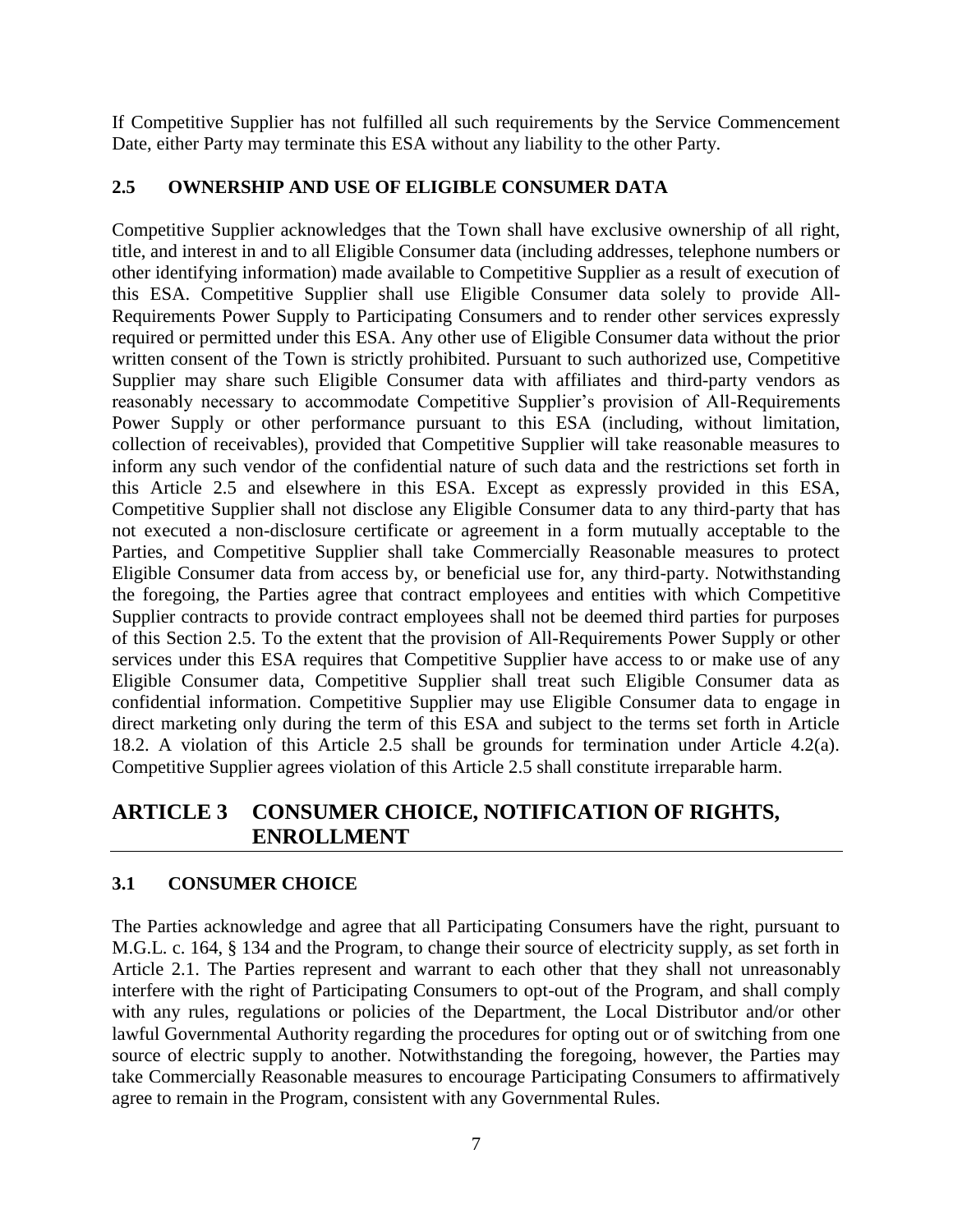If Competitive Supplier has not fulfilled all such requirements by the Service Commencement Date, either Party may terminate this ESA without any liability to the other Party.

### 2.5 OWNERSHIP AND USE OF ELIGIBLE CONSUMER DATA

Competitive Supplier acknowledges that the Town shall have exclusive ownership of all right, title, and interest in and to all Eligible Consumer data (including addresses, telephone numbers or other identifying information) made available to Competitive Supplier as a result of execution of this ESA. Competitive Supplier shall use Eligible Consumer data solely to provide All-Requirements Power Supply to Participating Consumers and to render other services expressly required or permitted under this ESA. Any other use of Eligible Consumer data without the prior written consent of the Town is strictly prohibited. Pursuant to such authorized use, Competitive Supplier may share such Eligible Consumer data with affiliates and third-party vendors as reasonably necessary to accommodate Competitive Supplier's provision of All-Requirements Power Supply or other performance pursuant to this ESA (including, without limitation, collection of receivables), provided that Competitive Supplier will take reasonable measures to inform any such vendor of the confidential nature of such data and the restrictions set forth in this Article 2.5 and elsewhere in this ESA. Except as expressly provided in this ESA, Competitive Supplier shall not disclose any Eligible Consumer data to any third-party that has not executed a non-disclosure certificate or agreement in a form mutually acceptable to the Parties, and Competitive Supplier shall take Commercially Reasonable measures to protect Eligible Consumer data from access by, or beneficial use for, any third-party. Notwithstanding the foregoing, the Parties agree that contract employees and entities with which Competitive Supplier contracts to provide contract employees shall not be deemed third parties for purposes of this Section 2.5. To the extent that the provision of All-Requirements Power Supply or other services under this ESA requires that Competitive Supplier have access to or make use of any Eligible Consumer data, Competitive Supplier shall treat such Eligible Consumer data as confidential information. Competitive Supplier may use Eligible Consumer data to engage in direct marketing only during the term of this ESA and subject to the terms set forth in Article 18.2. A violation of this Article 2.5 shall be grounds for termination under Article 4.2(a). Competitive Supplier agrees violation of this Article 2.5 shall constitute irreparable harm.

## ARTICLE 3 CONSUMER CHOICE, NOTIFICATION OF RIGHTS, ENROLLMENT

### 3.1 CONSUMER CHOICE

The Parties acknowledge and agree that all Participating Consumers have the right, pursuant to M.G.L. c. 164, § 134 and the Program, to change their source of electricity supply, as set forth in Article 2.1. The Parties represent and warrant to each other that they shall not unreasonably interfere with the right of Participating Consumers to opt-out of the Program, and shall comply with any rules, regulations or policies of the Department, the Local Distributor and/or other lawful Governmental Authority regarding the procedures for opting out or of switching from one source of electric supply to another. Notwithstanding the foregoing, however, the Parties may take Commercially Reasonable measures to encourage Participating Consumers to affirmatively agree to remain in the Program, consistent with any Governmental Rules.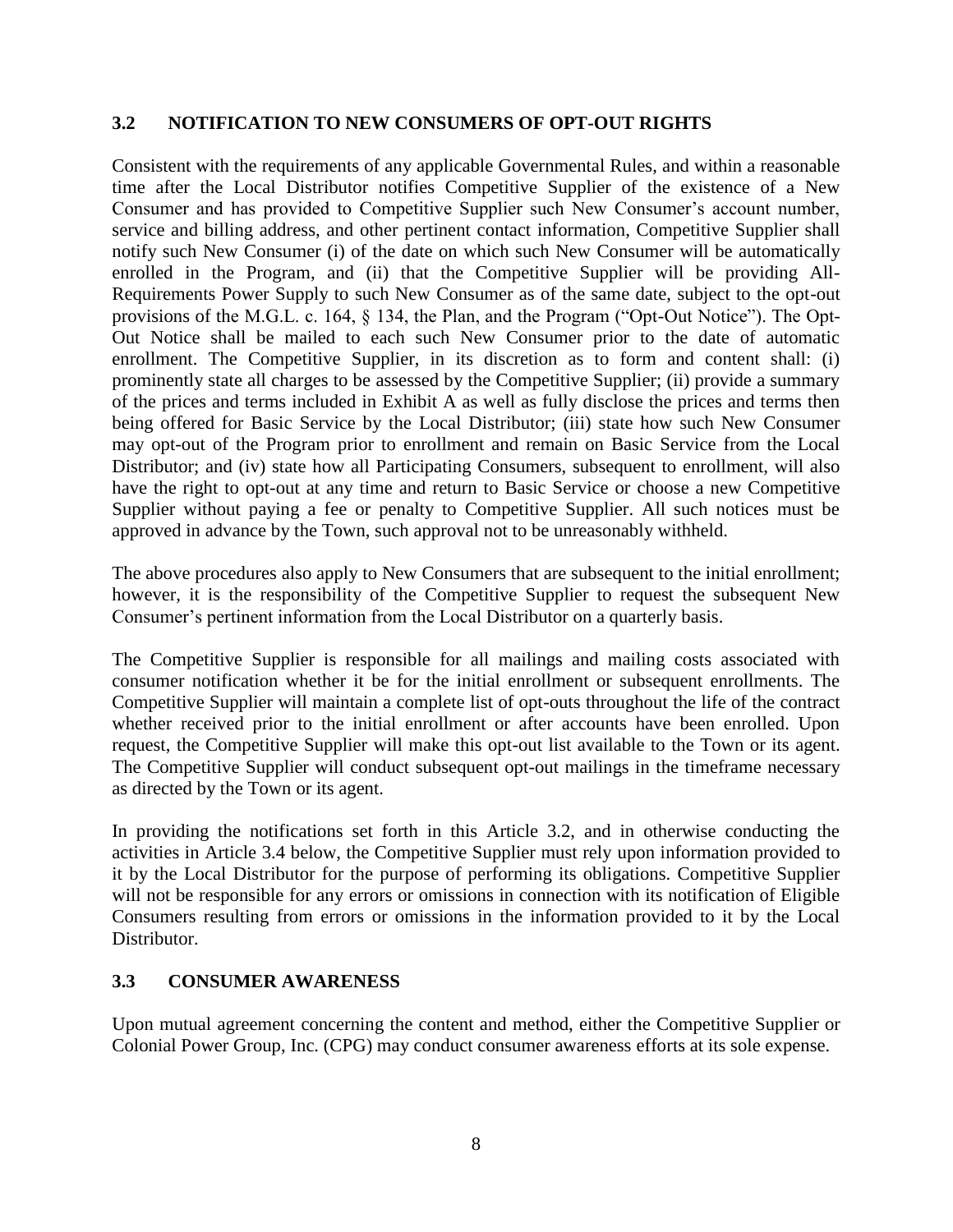### 3.2 NOTIFICATION TO NEW CONSUMERS OF OPT-OUT RIGHTS

Consistent with the requirements of any applicable Governmental Rules, and within a reasonable time after the Local Distributor notifies Competitive Supplier of the existence of a New Consumer and has provided to Competitive Supplier such New Consumer's account number, service and billing address, and other pertinent contact information, Competitive Supplier shall notify such New Consumer (i) of the date on which such New Consumer will be automatically enrolled in the Program, and (ii) that the Competitive Supplier will be providing All-Requirements Power Supply to such New Consumer as of the same date, subject to the opt-out provisions of the M.G.L. c. 164, § 134, the Plan, and the Program ("Opt-Out Notice"). The Opt-Out Notice shall be mailed to each such New Consumer prior to the date of automatic enrollment. The Competitive Supplier, in its discretion as to form and content shall: (i) prominently state all charges to be assessed by the Competitive Supplier; (ii) provide a summary of the prices and terms included in Exhibit A as well as fully disclose the prices and terms then being offered for Basic Service by the Local Distributor; (iii) state how such New Consumer may opt-out of the Program prior to enrollment and remain on Basic Service from the Local Distributor; and (iv) state how all Participating Consumers, subsequent to enrollment, will also have the right to opt-out at any time and return to Basic Service or choose a new Competitive Supplier without paying a fee or penalty to Competitive Supplier. All such notices must be approved in advance by the Town, such approval not to be unreasonably withheld.

The above procedures also apply to New Consumers that are subsequent to the initial enrollment; however, it is the responsibility of the Competitive Supplier to request the subsequent New Consumer's pertinent information from the Local Distributor on a quarterly basis.

The Competitive Supplier is responsible for all mailings and mailing costs associated with consumer notification whether it be for the initial enrollment or subsequent enrollments. The Competitive Supplier will maintain a complete list of opt-outs throughout the life of the contract whether received prior to the initial enrollment or after accounts have been enrolled. Upon request, the Competitive Supplier will make this opt-out list available to the Town or its agent. The Competitive Supplier will conduct subsequent opt-out mailings in the timeframe necessary as directed by the Town or its agent.

In providing the notifications set forth in this Article 3.2, and in otherwise conducting the activities in Article 3.4 below, the Competitive Supplier must rely upon information provided to it by the Local Distributor for the purpose of performing its obligations. Competitive Supplier will not be responsible for any errors or omissions in connection with its notification of Eligible Consumers resulting from errors or omissions in the information provided to it by the Local Distributor.

### 3.3 CONSUMER AWARENESS

Upon mutual agreement concerning the content and method, either the Competitive Supplier or Colonial Power Group, Inc. (CPG) may conduct consumer awareness efforts at its sole expense.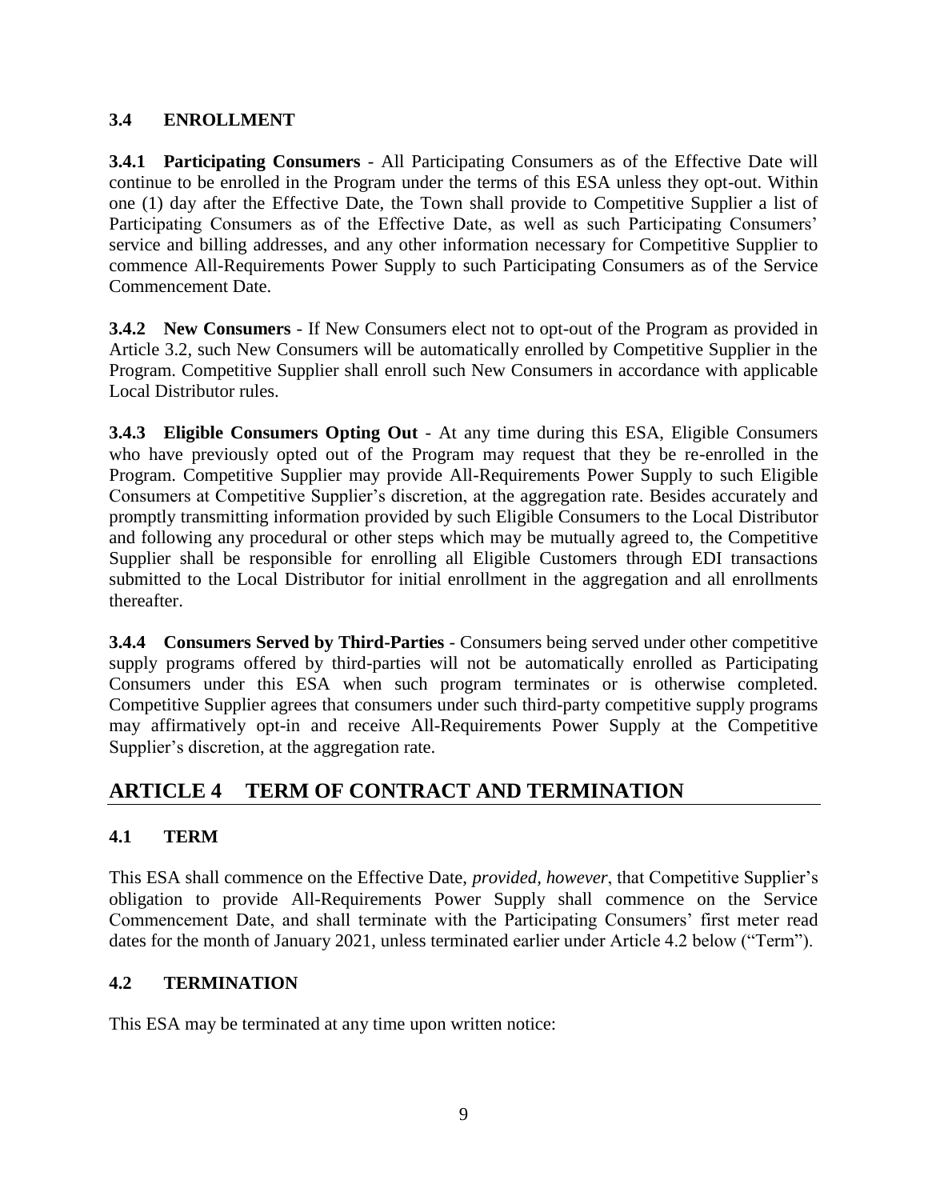### 3.4 ENROLLMENT

**3.4.1 Participating Consumers** - All Participating Consumers as of the Effective Date will continue to be enrolled in the Program under the terms of this ESA unless they opt-out. Within one (1) day after the Effective Date, the Town shall provide to Competitive Supplier a list of Participating Consumers as of the Effective Date, as well as such Participating Consumers' service and billing addresses, and any other information necessary for Competitive Supplier to commence All-Requirements Power Supply to such Participating Consumers as of the Service Commencement Date.

**3.4.2 New Consumers** - If New Consumers elect not to opt-out of the Program as provided in Article 3.2, such New Consumers will be automatically enrolled by Competitive Supplier in the Program. Competitive Supplier shall enroll such New Consumers in accordance with applicable Local Distributor rules.

**3.4.3 Eligible Consumers Opting Out** - At any time during this ESA, Eligible Consumers who have previously opted out of the Program may request that they be re-enrolled in the Program. Competitive Supplier may provide All-Requirements Power Supply to such Eligible Consumers at Competitive Supplier's discretion, at the aggregation rate. Besides accurately and promptly transmitting information provided by such Eligible Consumers to the Local Distributor and following any procedural or other steps which may be mutually agreed to, the Competitive Supplier shall be responsible for enrolling all Eligible Customers through EDI transactions submitted to the Local Distributor for initial enrollment in the aggregation and all enrollments thereafter.

**3.4.4 Consumers Served by Third-Parties** - Consumers being served under other competitive supply programs offered by third-parties will not be automatically enrolled as Participating Consumers under this ESA when such program terminates or is otherwise completed. Competitive Supplier agrees that consumers under such third-party competitive supply programs may affirmatively opt-in and receive All-Requirements Power Supply at the Competitive Supplier's discretion, at the aggregation rate.

## ARTICLE 4 TERM OF CONTRACT AND TERMINATION

### 4.1 TERM

This ESA shall commence on the Effective Date, *provided, however*, that Competitive Supplier's obligation to provide All-Requirements Power Supply shall commence on the Service Commencement Date, and shall terminate with the Participating Consumers' first meter read dates for the month of January 2021, unless terminated earlier under Article 4.2 below ("Term").

### 4.2 TERMINATION

This ESA may be terminated at any time upon written notice: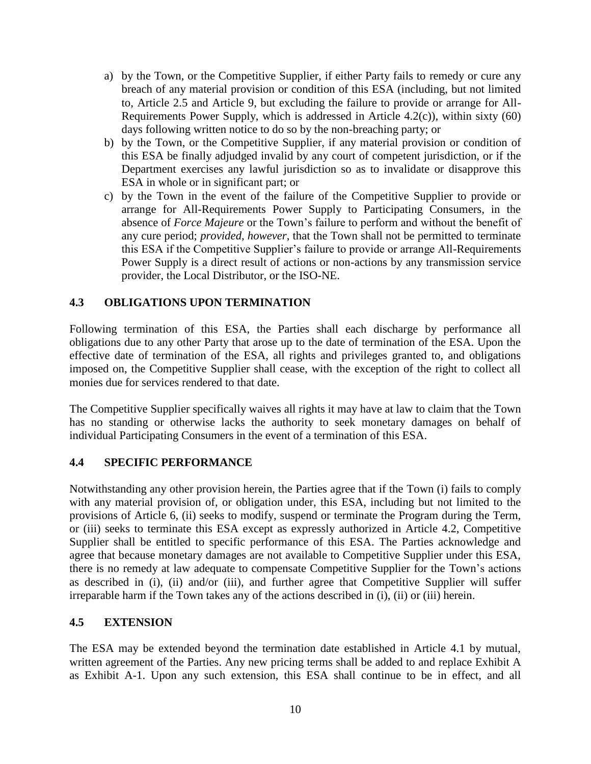a) by the Town, or the Competitive Supplier, if either Party fails to remedy or cure any breach of any material provision or condition of this ESA (including, but not limited to, Article 2.5 and Article 9, but excluding the failure to provide or arrange for All-Requirements Power Supply, which is addressed in Article 4.2(c)), within sixty (60) days following written notice to do so by the non-breaching party; or
b) by the Town, or the Competitive Supplier, if any material provision or condition of this ESA be finally adjudged invalid by any court of competent jurisdiction, or if the Department exercises any lawful jurisdiction so as to invalidate or disapprove this ESA in whole or in significant part; or
c) by the Town in the event of the failure of the Competitive Supplier to provide or arrange for All-Requirements Power Supply to Participating Consumers, in the absence of *Force Majeure* or the Town's failure to perform and without the benefit of any cure period; *provided, however*, that the Town shall not be permitted to terminate this ESA if the Competitive Supplier's failure to provide or arrange All-Requirements Power Supply is a direct result of actions or non-actions by any transmission service provider, the Local Distributor, or the ISO-NE.

### 4.3 OBLIGATIONS UPON TERMINATION

Following termination of this ESA, the Parties shall each discharge by performance all obligations due to any other Party that arose up to the date of termination of the ESA. Upon the effective date of termination of the ESA, all rights and privileges granted to, and obligations imposed on, the Competitive Supplier shall cease, with the exception of the right to collect all monies due for services rendered to that date.

The Competitive Supplier specifically waives all rights it may have at law to claim that the Town has no standing or otherwise lacks the authority to seek monetary damages on behalf of individual Participating Consumers in the event of a termination of this ESA.

### 4.4 SPECIFIC PERFORMANCE

Notwithstanding any other provision herein, the Parties agree that if the Town (i) fails to comply with any material provision of, or obligation under, this ESA, including but not limited to the provisions of Article 6, (ii) seeks to modify, suspend or terminate the Program during the Term, or (iii) seeks to terminate this ESA except as expressly authorized in Article 4.2, Competitive Supplier shall be entitled to specific performance of this ESA. The Parties acknowledge and agree that because monetary damages are not available to Competitive Supplier under this ESA, there is no remedy at law adequate to compensate Competitive Supplier for the Town's actions as described in (i), (ii) and/or (iii), and further agree that Competitive Supplier will suffer irreparable harm if the Town takes any of the actions described in (i), (ii) or (iii) herein.

### 4.5 EXTENSION

The ESA may be extended beyond the termination date established in Article 4.1 by mutual, written agreement of the Parties. Any new pricing terms shall be added to and replace Exhibit A as Exhibit A-1. Upon any such extension, this ESA shall continue to be in effect, and all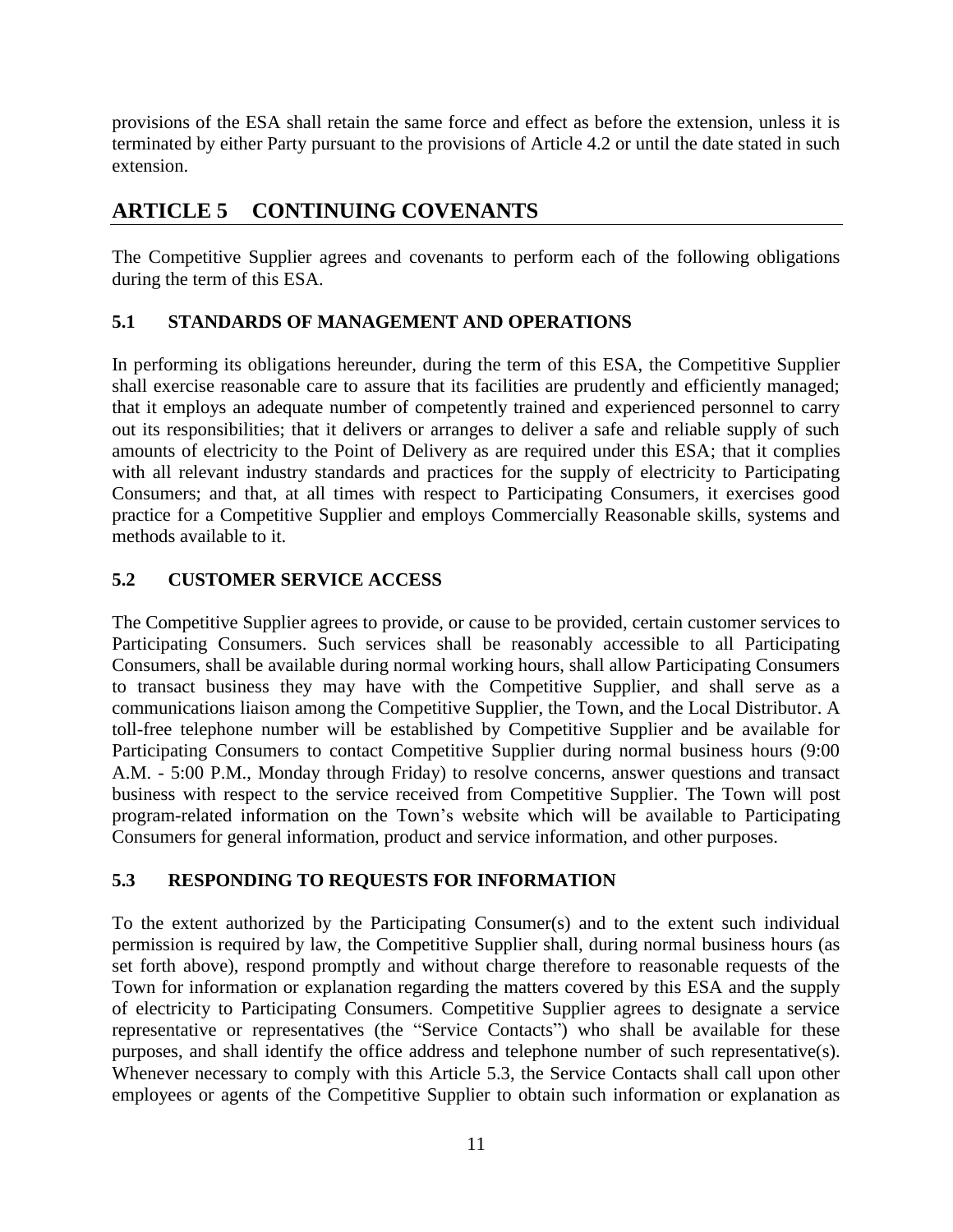provisions of the ESA shall retain the same force and effect as before the extension, unless it is terminated by either Party pursuant to the provisions of Article 4.2 or until the date stated in such extension.

## ARTICLE 5 CONTINUING COVENANTS

The Competitive Supplier agrees and covenants to perform each of the following obligations during the term of this ESA.

### 5.1 STANDARDS OF MANAGEMENT AND OPERATIONS

In performing its obligations hereunder, during the term of this ESA, the Competitive Supplier shall exercise reasonable care to assure that its facilities are prudently and efficiently managed; that it employs an adequate number of competently trained and experienced personnel to carry out its responsibilities; that it delivers or arranges to deliver a safe and reliable supply of such amounts of electricity to the Point of Delivery as are required under this ESA; that it complies with all relevant industry standards and practices for the supply of electricity to Participating Consumers; and that, at all times with respect to Participating Consumers, it exercises good practice for a Competitive Supplier and employs Commercially Reasonable skills, systems and methods available to it.

### 5.2 CUSTOMER SERVICE ACCESS

The Competitive Supplier agrees to provide, or cause to be provided, certain customer services to Participating Consumers. Such services shall be reasonably accessible to all Participating Consumers, shall be available during normal working hours, shall allow Participating Consumers to transact business they may have with the Competitive Supplier, and shall serve as a communications liaison among the Competitive Supplier, the Town, and the Local Distributor. A toll-free telephone number will be established by Competitive Supplier and be available for Participating Consumers to contact Competitive Supplier during normal business hours (9:00 A.M. - 5:00 P.M., Monday through Friday) to resolve concerns, answer questions and transact business with respect to the service received from Competitive Supplier. The Town will post program-related information on the Town's website which will be available to Participating Consumers for general information, product and service information, and other purposes.

### 5.3 RESPONDING TO REQUESTS FOR INFORMATION

To the extent authorized by the Participating Consumer(s) and to the extent such individual permission is required by law, the Competitive Supplier shall, during normal business hours (as set forth above), respond promptly and without charge therefore to reasonable requests of the Town for information or explanation regarding the matters covered by this ESA and the supply of electricity to Participating Consumers. Competitive Supplier agrees to designate a service representative or representatives (the "Service Contacts") who shall be available for these purposes, and shall identify the office address and telephone number of such representative(s). Whenever necessary to comply with this Article 5.3, the Service Contacts shall call upon other employees or agents of the Competitive Supplier to obtain such information or explanation as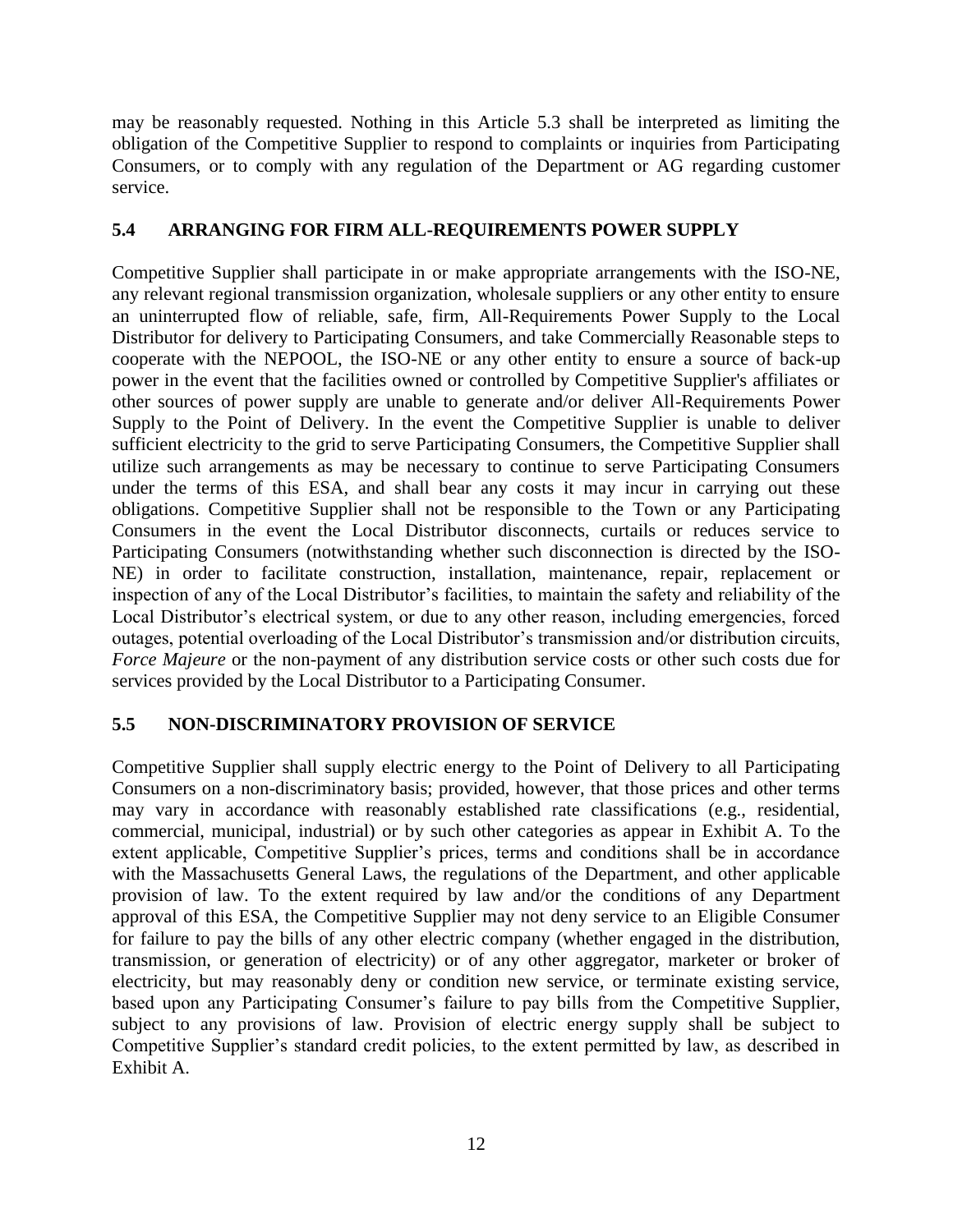may be reasonably requested. Nothing in this Article 5.3 shall be interpreted as limiting the obligation of the Competitive Supplier to respond to complaints or inquiries from Participating Consumers, or to comply with any regulation of the Department or AG regarding customer service.

## 5.4 ARRANGING FOR FIRM ALL-REQUIREMENTS POWER SUPPLY

Competitive Supplier shall participate in or make appropriate arrangements with the ISO-NE, any relevant regional transmission organization, wholesale suppliers or any other entity to ensure an uninterrupted flow of reliable, safe, firm, All-Requirements Power Supply to the Local Distributor for delivery to Participating Consumers, and take Commercially Reasonable steps to cooperate with the NEPOOL, the ISO-NE or any other entity to ensure a source of back-up power in the event that the facilities owned or controlled by Competitive Supplier's affiliates or other sources of power supply are unable to generate and/or deliver All-Requirements Power Supply to the Point of Delivery. In the event the Competitive Supplier is unable to deliver sufficient electricity to the grid to serve Participating Consumers, the Competitive Supplier shall utilize such arrangements as may be necessary to continue to serve Participating Consumers under the terms of this ESA, and shall bear any costs it may incur in carrying out these obligations. Competitive Supplier shall not be responsible to the Town or any Participating Consumers in the event the Local Distributor disconnects, curtails or reduces service to Participating Consumers (notwithstanding whether such disconnection is directed by the ISO-NE) in order to facilitate construction, installation, maintenance, repair, replacement or inspection of any of the Local Distributor's facilities, to maintain the safety and reliability of the Local Distributor's electrical system, or due to any other reason, including emergencies, forced outages, potential overloading of the Local Distributor's transmission and/or distribution circuits, *Force Majeure* or the non-payment of any distribution service costs or other such costs due for services provided by the Local Distributor to a Participating Consumer.

## 5.5 NON-DISCRIMINATORY PROVISION OF SERVICE

Competitive Supplier shall supply electric energy to the Point of Delivery to all Participating Consumers on a non-discriminatory basis; provided, however, that those prices and other terms may vary in accordance with reasonably established rate classifications (e.g., residential, commercial, municipal, industrial) or by such other categories as appear in Exhibit A. To the extent applicable, Competitive Supplier's prices, terms and conditions shall be in accordance with the Massachusetts General Laws, the regulations of the Department, and other applicable provision of law. To the extent required by law and/or the conditions of any Department approval of this ESA, the Competitive Supplier may not deny service to an Eligible Consumer for failure to pay the bills of any other electric company (whether engaged in the distribution, transmission, or generation of electricity) or of any other aggregator, marketer or broker of electricity, but may reasonably deny or condition new service, or terminate existing service, based upon any Participating Consumer's failure to pay bills from the Competitive Supplier, subject to any provisions of law. Provision of electric energy supply shall be subject to Competitive Supplier's standard credit policies, to the extent permitted by law, as described in Exhibit A.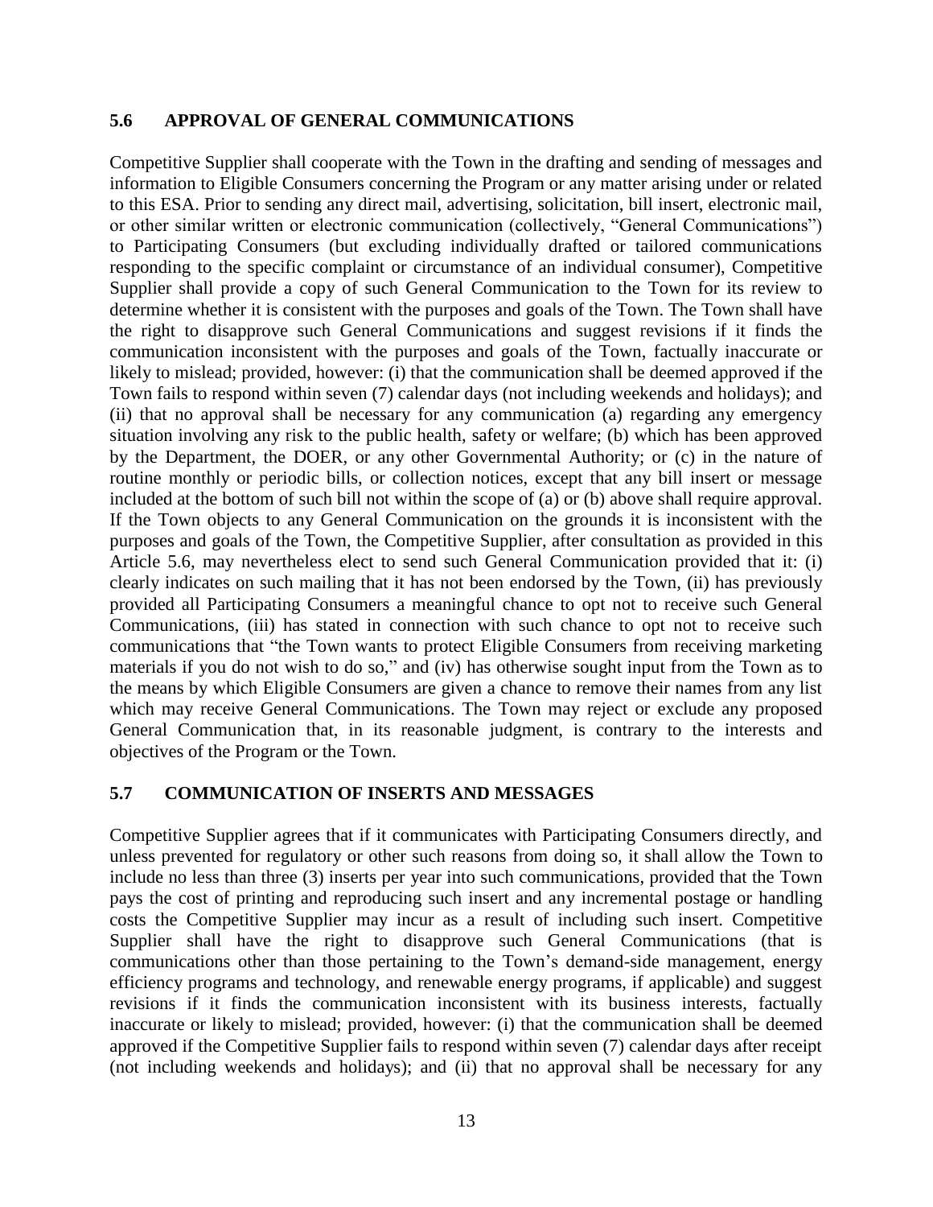### 5.6 APPROVAL OF GENERAL COMMUNICATIONS

Competitive Supplier shall cooperate with the Town in the drafting and sending of messages and information to Eligible Consumers concerning the Program or any matter arising under or related to this ESA. Prior to sending any direct mail, advertising, solicitation, bill insert, electronic mail, or other similar written or electronic communication (collectively, "General Communications") to Participating Consumers (but excluding individually drafted or tailored communications responding to the specific complaint or circumstance of an individual consumer), Competitive Supplier shall provide a copy of such General Communication to the Town for its review to determine whether it is consistent with the purposes and goals of the Town. The Town shall have the right to disapprove such General Communications and suggest revisions if it finds the communication inconsistent with the purposes and goals of the Town, factually inaccurate or likely to mislead; provided, however: (i) that the communication shall be deemed approved if the Town fails to respond within seven (7) calendar days (not including weekends and holidays); and (ii) that no approval shall be necessary for any communication (a) regarding any emergency situation involving any risk to the public health, safety or welfare; (b) which has been approved by the Department, the DOER, or any other Governmental Authority; or (c) in the nature of routine monthly or periodic bills, or collection notices, except that any bill insert or message included at the bottom of such bill not within the scope of (a) or (b) above shall require approval. If the Town objects to any General Communication on the grounds it is inconsistent with the purposes and goals of the Town, the Competitive Supplier, after consultation as provided in this Article 5.6, may nevertheless elect to send such General Communication provided that it: (i) clearly indicates on such mailing that it has not been endorsed by the Town, (ii) has previously provided all Participating Consumers a meaningful chance to opt not to receive such General Communications, (iii) has stated in connection with such chance to opt not to receive such communications that "the Town wants to protect Eligible Consumers from receiving marketing materials if you do not wish to do so," and (iv) has otherwise sought input from the Town as to the means by which Eligible Consumers are given a chance to remove their names from any list which may receive General Communications. The Town may reject or exclude any proposed General Communication that, in its reasonable judgment, is contrary to the interests and objectives of the Program or the Town.

### 5.7 COMMUNICATION OF INSERTS AND MESSAGES

Competitive Supplier agrees that if it communicates with Participating Consumers directly, and unless prevented for regulatory or other such reasons from doing so, it shall allow the Town to include no less than three (3) inserts per year into such communications, provided that the Town pays the cost of printing and reproducing such insert and any incremental postage or handling costs the Competitive Supplier may incur as a result of including such insert. Competitive Supplier shall have the right to disapprove such General Communications (that is communications other than those pertaining to the Town's demand-side management, energy efficiency programs and technology, and renewable energy programs, if applicable) and suggest revisions if it finds the communication inconsistent with its business interests, factually inaccurate or likely to mislead; provided, however: (i) that the communication shall be deemed approved if the Competitive Supplier fails to respond within seven (7) calendar days after receipt (not including weekends and holidays); and (ii) that no approval shall be necessary for any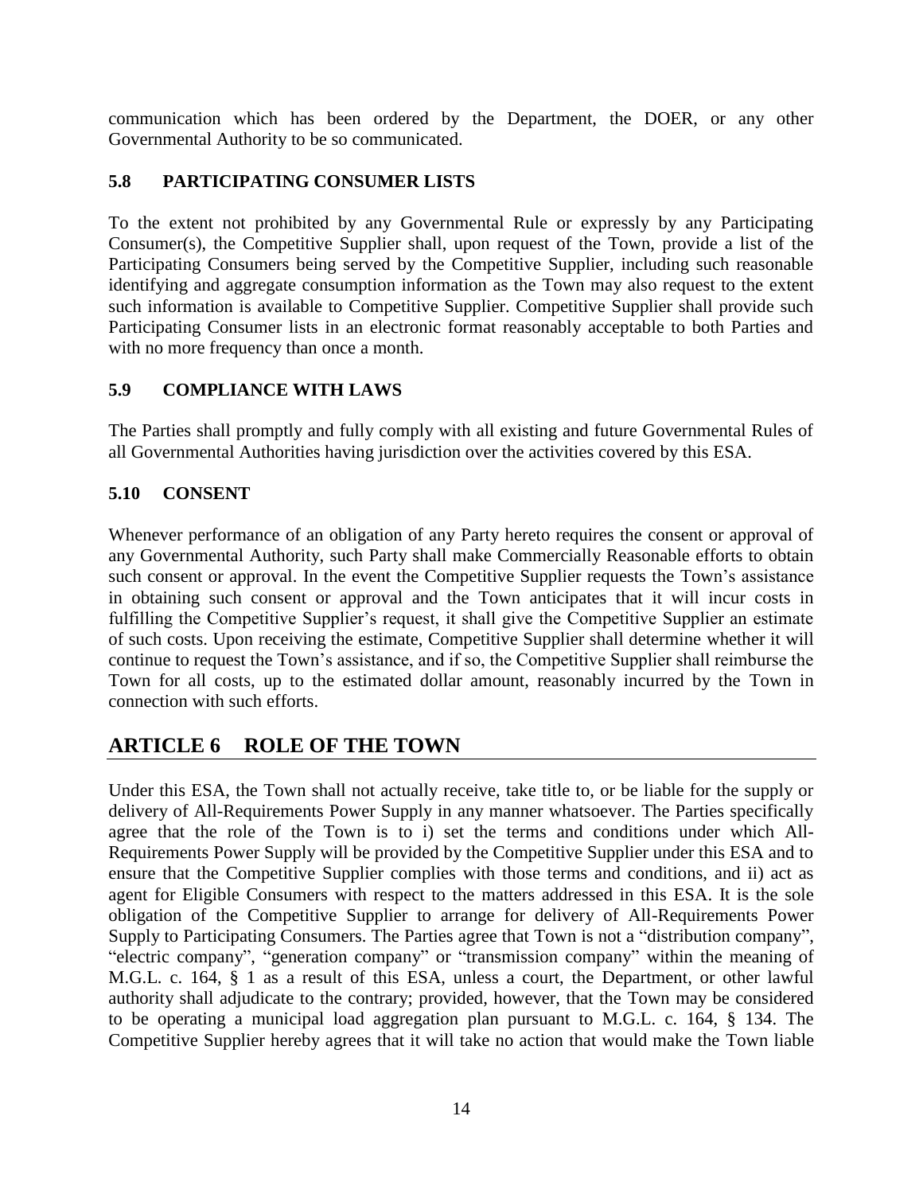communication which has been ordered by the Department, the DOER, or any other Governmental Authority to be so communicated.

### 5.8 PARTICIPATING CONSUMER LISTS

To the extent not prohibited by any Governmental Rule or expressly by any Participating Consumer(s), the Competitive Supplier shall, upon request of the Town, provide a list of the Participating Consumers being served by the Competitive Supplier, including such reasonable identifying and aggregate consumption information as the Town may also request to the extent such information is available to Competitive Supplier. Competitive Supplier shall provide such Participating Consumer lists in an electronic format reasonably acceptable to both Parties and with no more frequency than once a month.

### 5.9 COMPLIANCE WITH LAWS

The Parties shall promptly and fully comply with all existing and future Governmental Rules of all Governmental Authorities having jurisdiction over the activities covered by this ESA.

### 5.10 CONSENT

Whenever performance of an obligation of any Party hereto requires the consent or approval of any Governmental Authority, such Party shall make Commercially Reasonable efforts to obtain such consent or approval. In the event the Competitive Supplier requests the Town's assistance in obtaining such consent or approval and the Town anticipates that it will incur costs in fulfilling the Competitive Supplier's request, it shall give the Competitive Supplier an estimate of such costs. Upon receiving the estimate, Competitive Supplier shall determine whether it will continue to request the Town's assistance, and if so, the Competitive Supplier shall reimburse the Town for all costs, up to the estimated dollar amount, reasonably incurred by the Town in connection with such efforts.

## ARTICLE 6 ROLE OF THE TOWN

Under this ESA, the Town shall not actually receive, take title to, or be liable for the supply or delivery of All-Requirements Power Supply in any manner whatsoever. The Parties specifically agree that the role of the Town is to i) set the terms and conditions under which All-Requirements Power Supply will be provided by the Competitive Supplier under this ESA and to ensure that the Competitive Supplier complies with those terms and conditions, and ii) act as agent for Eligible Consumers with respect to the matters addressed in this ESA. It is the sole obligation of the Competitive Supplier to arrange for delivery of All-Requirements Power Supply to Participating Consumers. The Parties agree that Town is not a "distribution company", "electric company", "generation company" or "transmission company" within the meaning of M.G.L. c. 164, § 1 as a result of this ESA, unless a court, the Department, or other lawful authority shall adjudicate to the contrary; provided, however, that the Town may be considered to be operating a municipal load aggregation plan pursuant to M.G.L. c. 164, § 134. The Competitive Supplier hereby agrees that it will take no action that would make the Town liable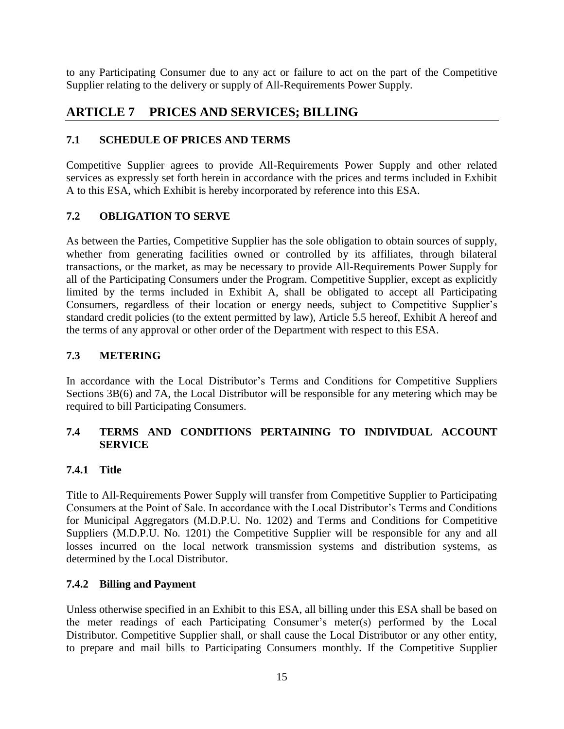to any Participating Consumer due to any act or failure to act on the part of the Competitive Supplier relating to the delivery or supply of All-Requirements Power Supply.

# ARTICLE 7 PRICES AND SERVICES; BILLING

## 7.1 SCHEDULE OF PRICES AND TERMS

Competitive Supplier agrees to provide All-Requirements Power Supply and other related services as expressly set forth herein in accordance with the prices and terms included in Exhibit A to this ESA, which Exhibit is hereby incorporated by reference into this ESA.

## 7.2 OBLIGATION TO SERVE

As between the Parties, Competitive Supplier has the sole obligation to obtain sources of supply, whether from generating facilities owned or controlled by its affiliates, through bilateral transactions, or the market, as may be necessary to provide All-Requirements Power Supply for all of the Participating Consumers under the Program. Competitive Supplier, except as explicitly limited by the terms included in Exhibit A, shall be obligated to accept all Participating Consumers, regardless of their location or energy needs, subject to Competitive Supplier's standard credit policies (to the extent permitted by law), Article 5.5 hereof, Exhibit A hereof and the terms of any approval or other order of the Department with respect to this ESA.

## 7.3 METERING

In accordance with the Local Distributor's Terms and Conditions for Competitive Suppliers Sections 3B(6) and 7A, the Local Distributor will be responsible for any metering which may be required to bill Participating Consumers.

## 7.4 TERMS AND CONDITIONS PERTAINING TO INDIVIDUAL ACCOUNT SERVICE

### 7.4.1 Title

Title to All-Requirements Power Supply will transfer from Competitive Supplier to Participating Consumers at the Point of Sale. In accordance with the Local Distributor's Terms and Conditions for Municipal Aggregators (M.D.P.U. No. 1202) and Terms and Conditions for Competitive Suppliers (M.D.P.U. No. 1201) the Competitive Supplier will be responsible for any and all losses incurred on the local network transmission systems and distribution systems, as determined by the Local Distributor.

### 7.4.2 Billing and Payment

Unless otherwise specified in an Exhibit to this ESA, all billing under this ESA shall be based on the meter readings of each Participating Consumer's meter(s) performed by the Local Distributor. Competitive Supplier shall, or shall cause the Local Distributor or any other entity, to prepare and mail bills to Participating Consumers monthly. If the Competitive Supplier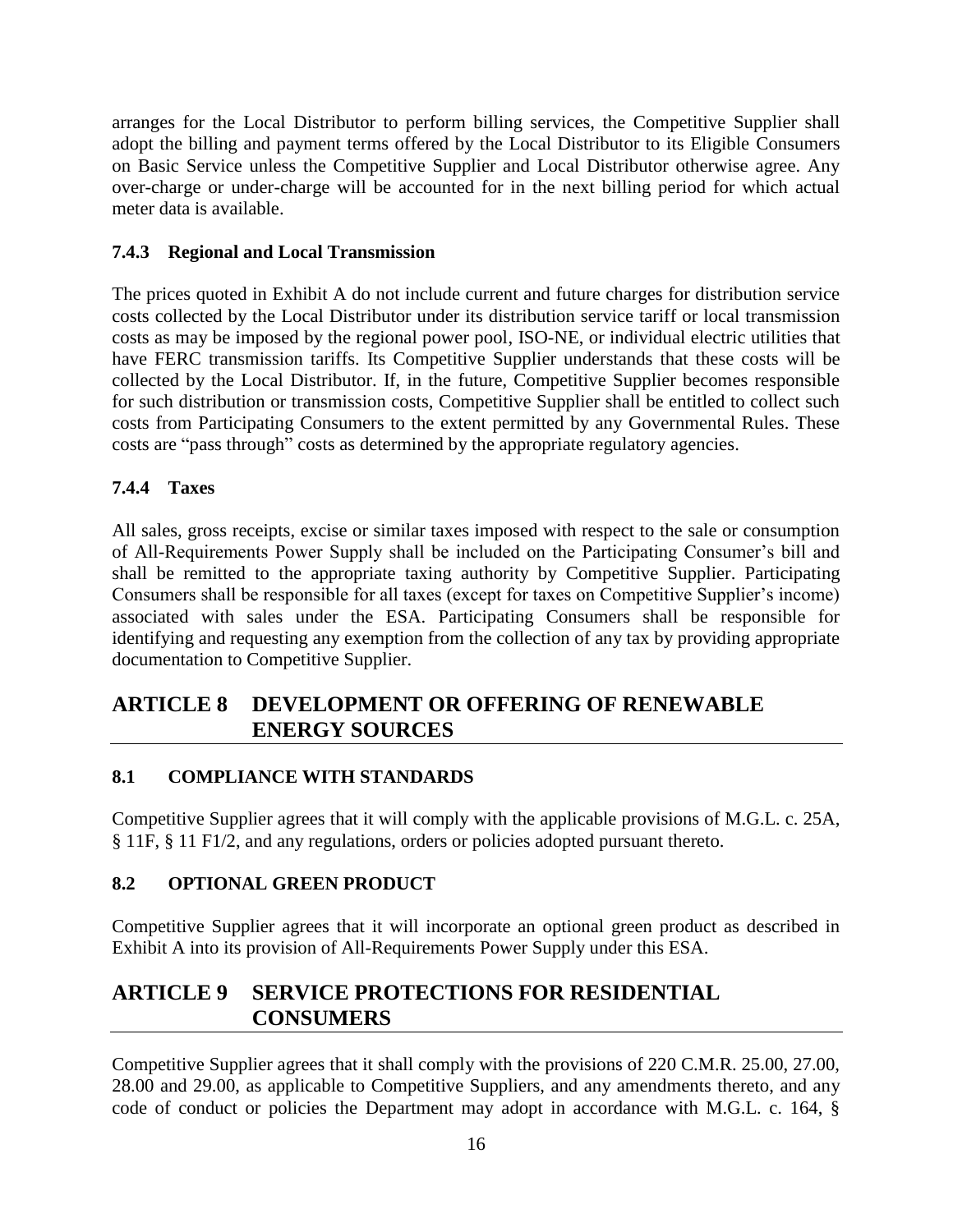arranges for the Local Distributor to perform billing services, the Competitive Supplier shall adopt the billing and payment terms offered by the Local Distributor to its Eligible Consumers on Basic Service unless the Competitive Supplier and Local Distributor otherwise agree. Any over-charge or under-charge will be accounted for in the next billing period for which actual meter data is available.

#### 7.4.3 Regional and Local Transmission

The prices quoted in Exhibit A do not include current and future charges for distribution service costs collected by the Local Distributor under its distribution service tariff or local transmission costs as may be imposed by the regional power pool, ISO-NE, or individual electric utilities that have FERC transmission tariffs. Its Competitive Supplier understands that these costs will be collected by the Local Distributor. If, in the future, Competitive Supplier becomes responsible for such distribution or transmission costs, Competitive Supplier shall be entitled to collect such costs from Participating Consumers to the extent permitted by any Governmental Rules. These costs are "pass through" costs as determined by the appropriate regulatory agencies.

#### 7.4.4 Taxes

All sales, gross receipts, excise or similar taxes imposed with respect to the sale or consumption of All-Requirements Power Supply shall be included on the Participating Consumer's bill and shall be remitted to the appropriate taxing authority by Competitive Supplier. Participating Consumers shall be responsible for all taxes (except for taxes on Competitive Supplier's income) associated with sales under the ESA. Participating Consumers shall be responsible for identifying and requesting any exemption from the collection of any tax by providing appropriate documentation to Competitive Supplier.

## ARTICLE 8 DEVELOPMENT OR OFFERING OF RENEWABLE ENERGY SOURCES

### 8.1 COMPLIANCE WITH STANDARDS

Competitive Supplier agrees that it will comply with the applicable provisions of M.G.L. c. 25A, § 11F, § 11 F1/2, and any regulations, orders or policies adopted pursuant thereto.

### 8.2 OPTIONAL GREEN PRODUCT

Competitive Supplier agrees that it will incorporate an optional green product as described in Exhibit A into its provision of All-Requirements Power Supply under this ESA.

## ARTICLE 9 SERVICE PROTECTIONS FOR RESIDENTIAL CONSUMERS

Competitive Supplier agrees that it shall comply with the provisions of 220 C.M.R. 25.00, 27.00, 28.00 and 29.00, as applicable to Competitive Suppliers, and any amendments thereto, and any code of conduct or policies the Department may adopt in accordance with M.G.L. c. 164, §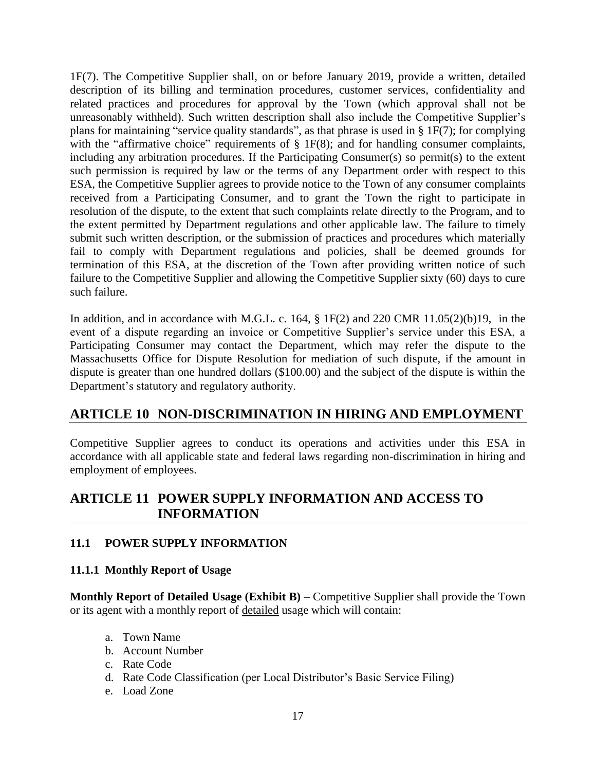1F(7). The Competitive Supplier shall, on or before January 2019, provide a written, detailed description of its billing and termination procedures, customer services, confidentiality and related practices and procedures for approval by the Town (which approval shall not be unreasonably withheld). Such written description shall also include the Competitive Supplier's plans for maintaining "service quality standards", as that phrase is used in § 1F(7); for complying with the "affirmative choice" requirements of § 1F(8); and for handling consumer complaints, including any arbitration procedures. If the Participating Consumer(s) so permit(s) to the extent such permission is required by law or the terms of any Department order with respect to this ESA, the Competitive Supplier agrees to provide notice to the Town of any consumer complaints received from a Participating Consumer, and to grant the Town the right to participate in resolution of the dispute, to the extent that such complaints relate directly to the Program, and to the extent permitted by Department regulations and other applicable law. The failure to timely submit such written description, or the submission of practices and procedures which materially fail to comply with Department regulations and policies, shall be deemed grounds for termination of this ESA, at the discretion of the Town after providing written notice of such failure to the Competitive Supplier and allowing the Competitive Supplier sixty (60) days to cure such failure.

In addition, and in accordance with M.G.L. c. 164, § 1F(2) and 220 CMR 11.05(2)(b)19, in the event of a dispute regarding an invoice or Competitive Supplier's service under this ESA, a Participating Consumer may contact the Department, which may refer the dispute to the Massachusetts Office for Dispute Resolution for mediation of such dispute, if the amount in dispute is greater than one hundred dollars ($100.00) and the subject of the dispute is within the Department's statutory and regulatory authority.

## ARTICLE 10 NON-DISCRIMINATION IN HIRING AND EMPLOYMENT

Competitive Supplier agrees to conduct its operations and activities under this ESA in accordance with all applicable state and federal laws regarding non-discrimination in hiring and employment of employees.

## ARTICLE 11 POWER SUPPLY INFORMATION AND ACCESS TO INFORMATION

### 11.1 POWER SUPPLY INFORMATION

#### 11.1.1 Monthly Report of Usage

**Monthly Report of Detailed Usage (Exhibit B)** – Competitive Supplier shall provide the Town or its agent with a monthly report of detailed usage which will contain:

a. Town Name
b. Account Number
c. Rate Code
d. Rate Code Classification (per Local Distributor's Basic Service Filing)
e. Load Zone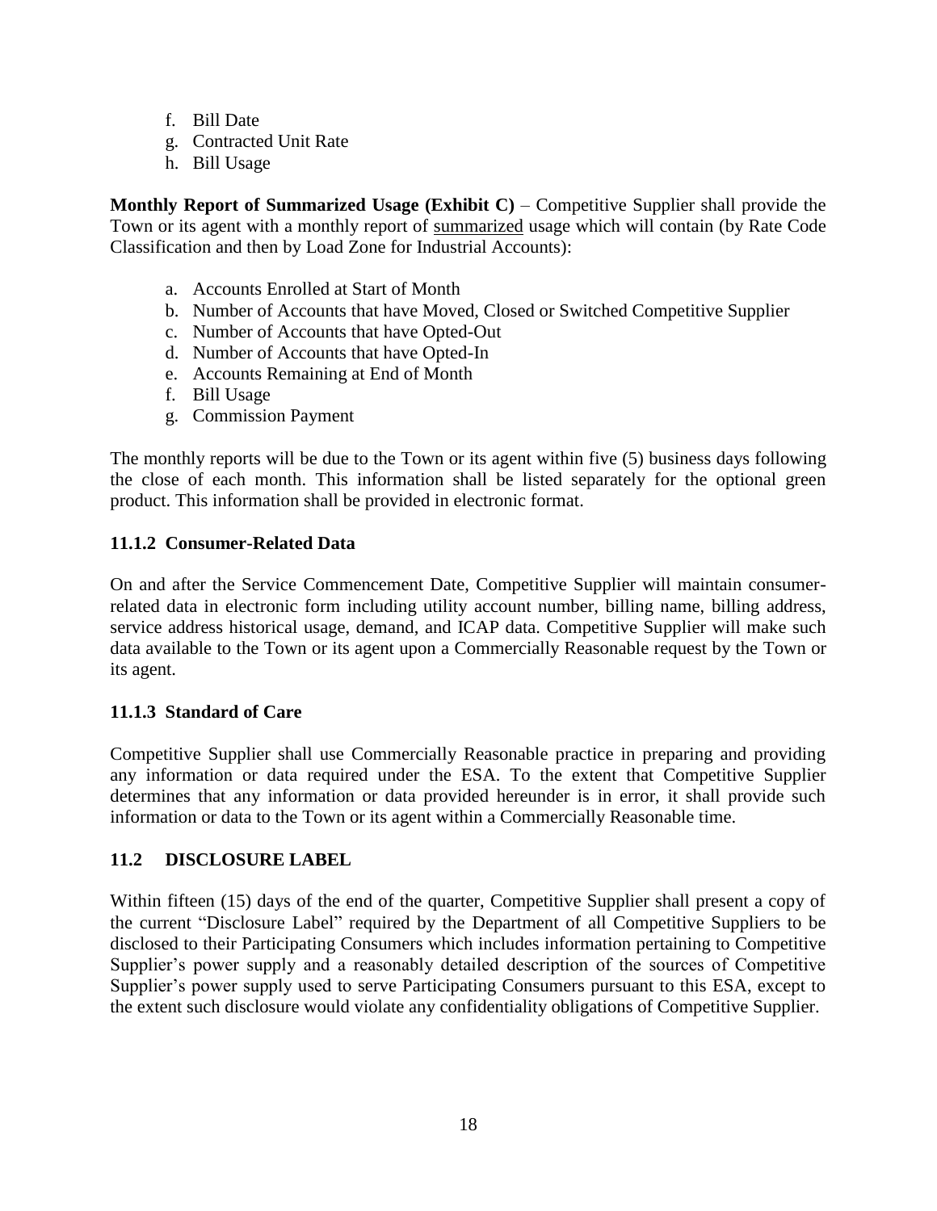f. Bill Date
g. Contracted Unit Rate
h. Bill Usage

**Monthly Report of Summarized Usage (Exhibit C)** – Competitive Supplier shall provide the Town or its agent with a monthly report of <u>summarized</u> usage which will contain (by Rate Code Classification and then by Load Zone for Industrial Accounts):

a. Accounts Enrolled at Start of Month
b. Number of Accounts that have Moved, Closed or Switched Competitive Supplier
c. Number of Accounts that have Opted-Out
d. Number of Accounts that have Opted-In
e. Accounts Remaining at End of Month
f. Bill Usage
g. Commission Payment

The monthly reports will be due to the Town or its agent within five (5) business days following the close of each month. This information shall be listed separately for the optional green product. This information shall be provided in electronic format.

### 11.1.2 Consumer-Related Data

On and after the Service Commencement Date, Competitive Supplier will maintain consumer-related data in electronic form including utility account number, billing name, billing address, service address historical usage, demand, and ICAP data. Competitive Supplier will make such data available to the Town or its agent upon a Commercially Reasonable request by the Town or its agent.

### 11.1.3 Standard of Care

Competitive Supplier shall use Commercially Reasonable practice in preparing and providing any information or data required under the ESA. To the extent that Competitive Supplier determines that any information or data provided hereunder is in error, it shall provide such information or data to the Town or its agent within a Commercially Reasonable time.

## 11.2 DISCLOSURE LABEL

Within fifteen (15) days of the end of the quarter, Competitive Supplier shall present a copy of the current "Disclosure Label" required by the Department of all Competitive Suppliers to be disclosed to their Participating Consumers which includes information pertaining to Competitive Supplier's power supply and a reasonably detailed description of the sources of Competitive Supplier's power supply used to serve Participating Consumers pursuant to this ESA, except to the extent such disclosure would violate any confidentiality obligations of Competitive Supplier.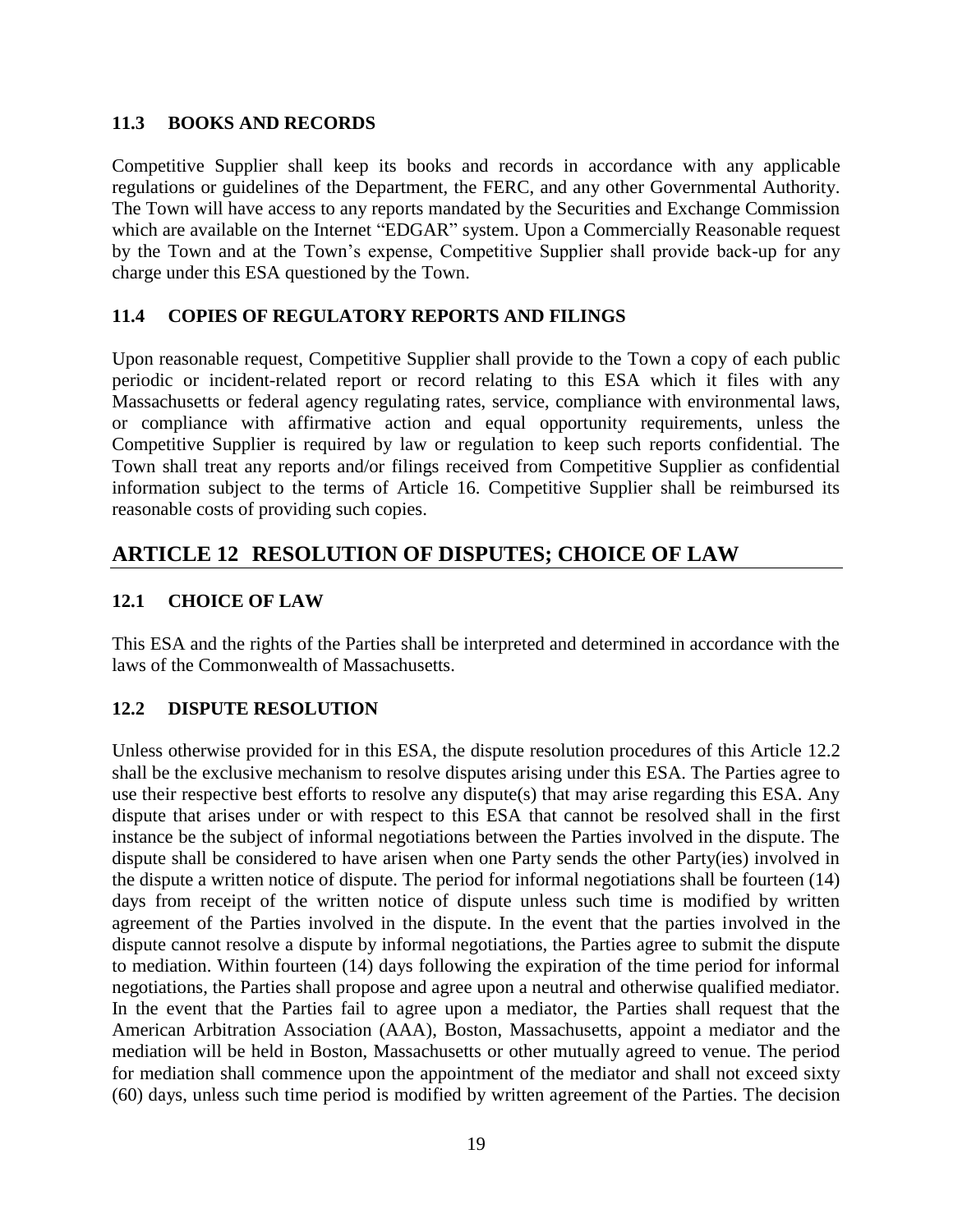### 11.3 BOOKS AND RECORDS

Competitive Supplier shall keep its books and records in accordance with any applicable regulations or guidelines of the Department, the FERC, and any other Governmental Authority. The Town will have access to any reports mandated by the Securities and Exchange Commission which are available on the Internet "EDGAR" system. Upon a Commercially Reasonable request by the Town and at the Town's expense, Competitive Supplier shall provide back-up for any charge under this ESA questioned by the Town.

### 11.4 COPIES OF REGULATORY REPORTS AND FILINGS

Upon reasonable request, Competitive Supplier shall provide to the Town a copy of each public periodic or incident-related report or record relating to this ESA which it files with any Massachusetts or federal agency regulating rates, service, compliance with environmental laws, or compliance with affirmative action and equal opportunity requirements, unless the Competitive Supplier is required by law or regulation to keep such reports confidential. The Town shall treat any reports and/or filings received from Competitive Supplier as confidential information subject to the terms of Article 16. Competitive Supplier shall be reimbursed its reasonable costs of providing such copies.

## ARTICLE 12 RESOLUTION OF DISPUTES; CHOICE OF LAW

### 12.1 CHOICE OF LAW

This ESA and the rights of the Parties shall be interpreted and determined in accordance with the laws of the Commonwealth of Massachusetts.

### 12.2 DISPUTE RESOLUTION

Unless otherwise provided for in this ESA, the dispute resolution procedures of this Article 12.2 shall be the exclusive mechanism to resolve disputes arising under this ESA. The Parties agree to use their respective best efforts to resolve any dispute(s) that may arise regarding this ESA. Any dispute that arises under or with respect to this ESA that cannot be resolved shall in the first instance be the subject of informal negotiations between the Parties involved in the dispute. The dispute shall be considered to have arisen when one Party sends the other Party(ies) involved in the dispute a written notice of dispute. The period for informal negotiations shall be fourteen (14) days from receipt of the written notice of dispute unless such time is modified by written agreement of the Parties involved in the dispute. In the event that the parties involved in the dispute cannot resolve a dispute by informal negotiations, the Parties agree to submit the dispute to mediation. Within fourteen (14) days following the expiration of the time period for informal negotiations, the Parties shall propose and agree upon a neutral and otherwise qualified mediator. In the event that the Parties fail to agree upon a mediator, the Parties shall request that the American Arbitration Association (AAA), Boston, Massachusetts, appoint a mediator and the mediation will be held in Boston, Massachusetts or other mutually agreed to venue. The period for mediation shall commence upon the appointment of the mediator and shall not exceed sixty (60) days, unless such time period is modified by written agreement of the Parties. The decision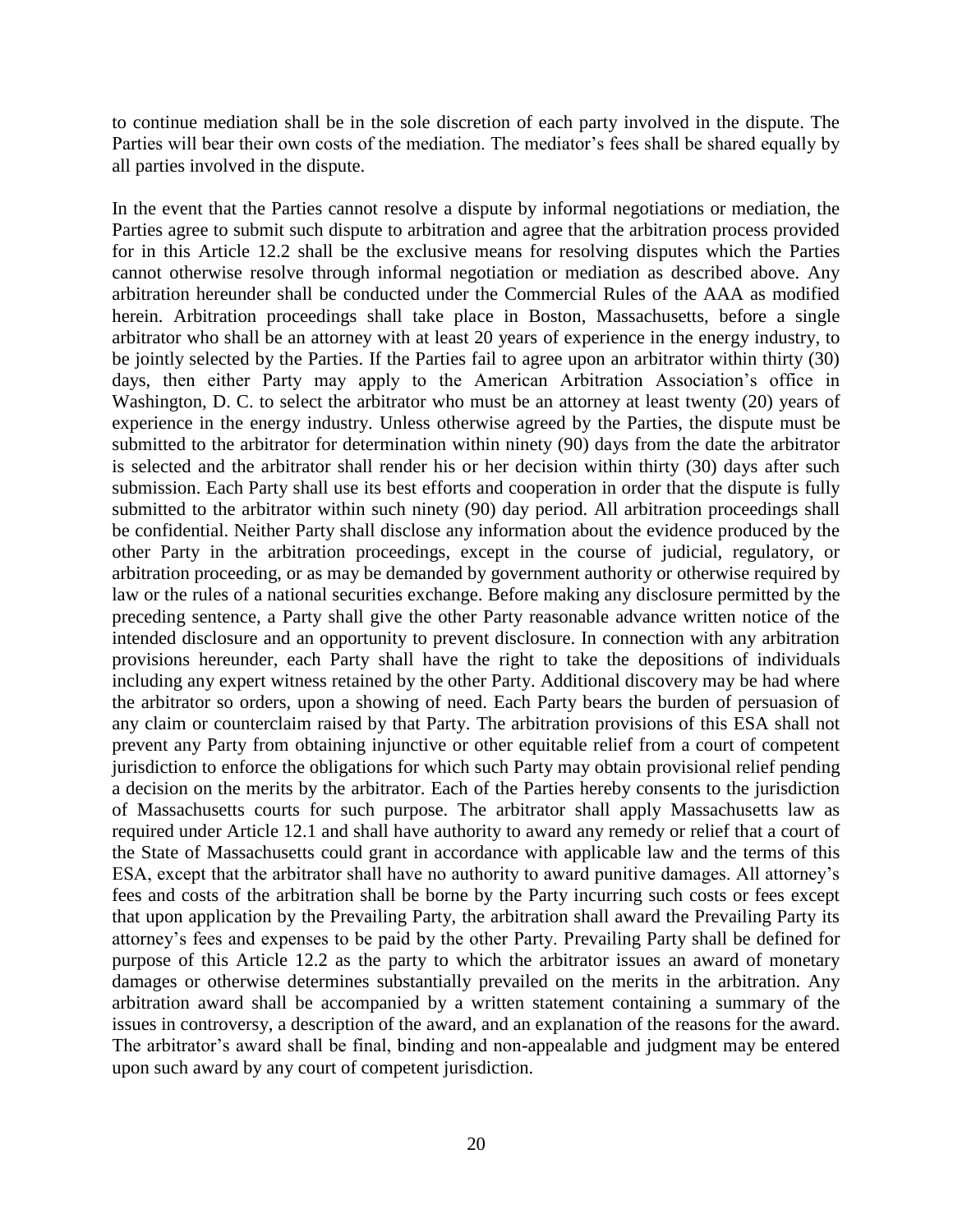to continue mediation shall be in the sole discretion of each party involved in the dispute. The Parties will bear their own costs of the mediation. The mediator's fees shall be shared equally by all parties involved in the dispute.

In the event that the Parties cannot resolve a dispute by informal negotiations or mediation, the Parties agree to submit such dispute to arbitration and agree that the arbitration process provided for in this Article 12.2 shall be the exclusive means for resolving disputes which the Parties cannot otherwise resolve through informal negotiation or mediation as described above. Any arbitration hereunder shall be conducted under the Commercial Rules of the AAA as modified herein. Arbitration proceedings shall take place in Boston, Massachusetts, before a single arbitrator who shall be an attorney with at least 20 years of experience in the energy industry, to be jointly selected by the Parties. If the Parties fail to agree upon an arbitrator within thirty (30) days, then either Party may apply to the American Arbitration Association's office in Washington, D. C. to select the arbitrator who must be an attorney at least twenty (20) years of experience in the energy industry. Unless otherwise agreed by the Parties, the dispute must be submitted to the arbitrator for determination within ninety (90) days from the date the arbitrator is selected and the arbitrator shall render his or her decision within thirty (30) days after such submission. Each Party shall use its best efforts and cooperation in order that the dispute is fully submitted to the arbitrator within such ninety (90) day period. All arbitration proceedings shall be confidential. Neither Party shall disclose any information about the evidence produced by the other Party in the arbitration proceedings, except in the course of judicial, regulatory, or arbitration proceeding, or as may be demanded by government authority or otherwise required by law or the rules of a national securities exchange. Before making any disclosure permitted by the preceding sentence, a Party shall give the other Party reasonable advance written notice of the intended disclosure and an opportunity to prevent disclosure. In connection with any arbitration provisions hereunder, each Party shall have the right to take the depositions of individuals including any expert witness retained by the other Party. Additional discovery may be had where the arbitrator so orders, upon a showing of need. Each Party bears the burden of persuasion of any claim or counterclaim raised by that Party. The arbitration provisions of this ESA shall not prevent any Party from obtaining injunctive or other equitable relief from a court of competent jurisdiction to enforce the obligations for which such Party may obtain provisional relief pending a decision on the merits by the arbitrator. Each of the Parties hereby consents to the jurisdiction of Massachusetts courts for such purpose. The arbitrator shall apply Massachusetts law as required under Article 12.1 and shall have authority to award any remedy or relief that a court of the State of Massachusetts could grant in accordance with applicable law and the terms of this ESA, except that the arbitrator shall have no authority to award punitive damages. All attorney's fees and costs of the arbitration shall be borne by the Party incurring such costs or fees except that upon application by the Prevailing Party, the arbitration shall award the Prevailing Party its attorney's fees and expenses to be paid by the other Party. Prevailing Party shall be defined for purpose of this Article 12.2 as the party to which the arbitrator issues an award of monetary damages or otherwise determines substantially prevailed on the merits in the arbitration. Any arbitration award shall be accompanied by a written statement containing a summary of the issues in controversy, a description of the award, and an explanation of the reasons for the award. The arbitrator's award shall be final, binding and non-appealable and judgment may be entered upon such award by any court of competent jurisdiction.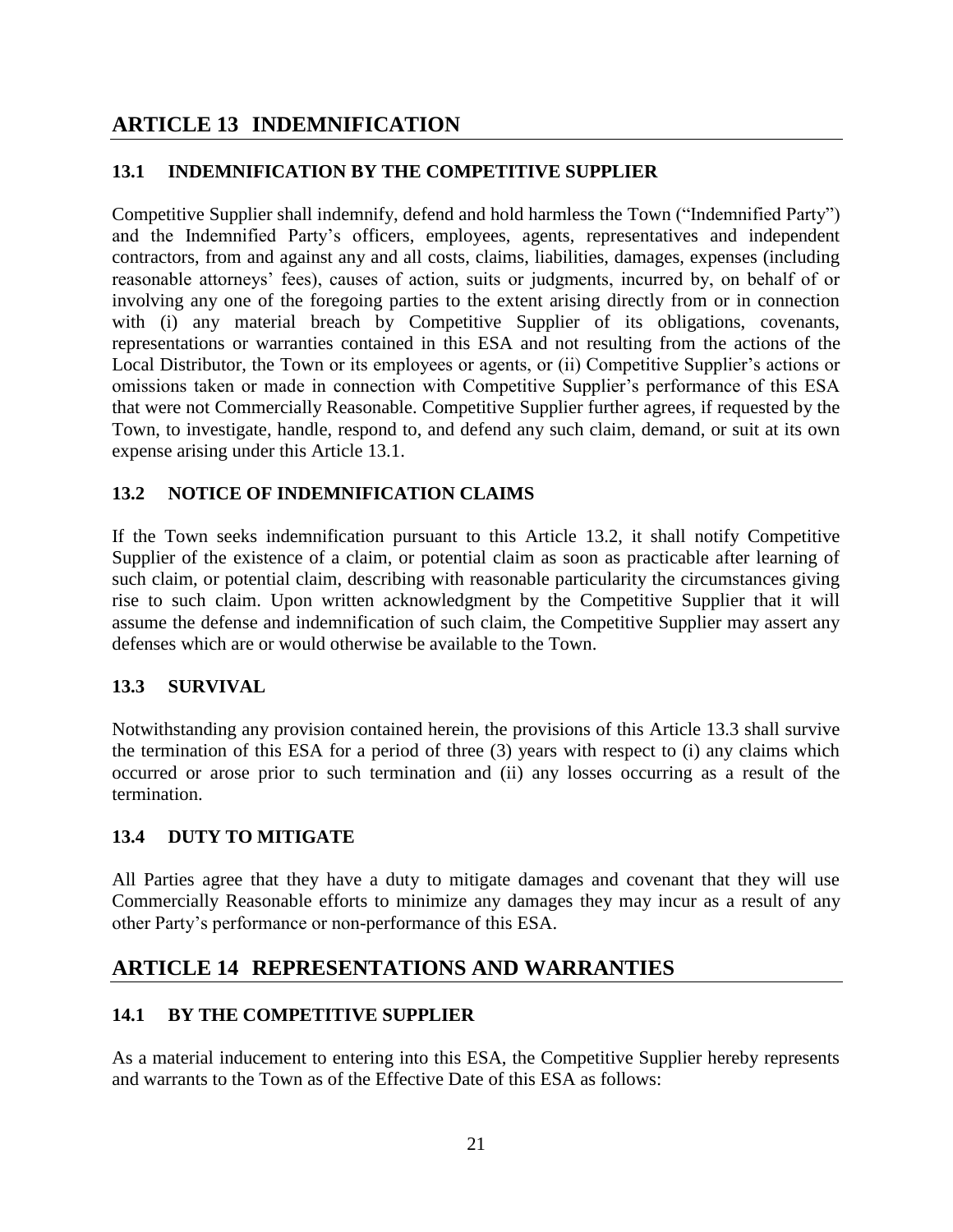## ARTICLE 13 INDEMNIFICATION

### 13.1 INDEMNIFICATION BY THE COMPETITIVE SUPPLIER

Competitive Supplier shall indemnify, defend and hold harmless the Town ("Indemnified Party") and the Indemnified Party's officers, employees, agents, representatives and independent contractors, from and against any and all costs, claims, liabilities, damages, expenses (including reasonable attorneys' fees), causes of action, suits or judgments, incurred by, on behalf of or involving any one of the foregoing parties to the extent arising directly from or in connection with (i) any material breach by Competitive Supplier of its obligations, covenants, representations or warranties contained in this ESA and not resulting from the actions of the Local Distributor, the Town or its employees or agents, or (ii) Competitive Supplier's actions or omissions taken or made in connection with Competitive Supplier's performance of this ESA that were not Commercially Reasonable. Competitive Supplier further agrees, if requested by the Town, to investigate, handle, respond to, and defend any such claim, demand, or suit at its own expense arising under this Article 13.1.

### 13.2 NOTICE OF INDEMNIFICATION CLAIMS

If the Town seeks indemnification pursuant to this Article 13.2, it shall notify Competitive Supplier of the existence of a claim, or potential claim as soon as practicable after learning of such claim, or potential claim, describing with reasonable particularity the circumstances giving rise to such claim. Upon written acknowledgment by the Competitive Supplier that it will assume the defense and indemnification of such claim, the Competitive Supplier may assert any defenses which are or would otherwise be available to the Town.

### 13.3 SURVIVAL

Notwithstanding any provision contained herein, the provisions of this Article 13.3 shall survive the termination of this ESA for a period of three (3) years with respect to (i) any claims which occurred or arose prior to such termination and (ii) any losses occurring as a result of the termination.

### 13.4 DUTY TO MITIGATE

All Parties agree that they have a duty to mitigate damages and covenant that they will use Commercially Reasonable efforts to minimize any damages they may incur as a result of any other Party's performance or non-performance of this ESA.

## ARTICLE 14 REPRESENTATIONS AND WARRANTIES

### 14.1 BY THE COMPETITIVE SUPPLIER

As a material inducement to entering into this ESA, the Competitive Supplier hereby represents and warrants to the Town as of the Effective Date of this ESA as follows: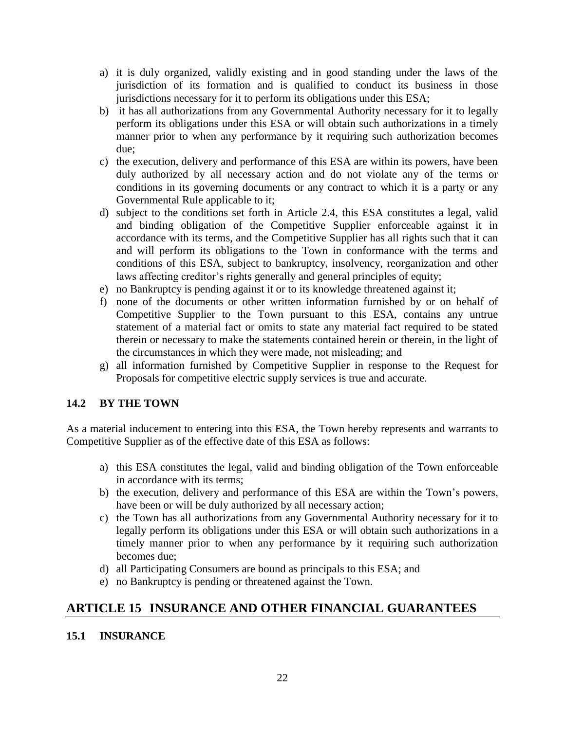a) it is duly organized, validly existing and in good standing under the laws of the jurisdiction of its formation and is qualified to conduct its business in those jurisdictions necessary for it to perform its obligations under this ESA;
b) it has all authorizations from any Governmental Authority necessary for it to legally perform its obligations under this ESA or will obtain such authorizations in a timely manner prior to when any performance by it requiring such authorization becomes due;
c) the execution, delivery and performance of this ESA are within its powers, have been duly authorized by all necessary action and do not violate any of the terms or conditions in its governing documents or any contract to which it is a party or any Governmental Rule applicable to it;
d) subject to the conditions set forth in Article 2.4, this ESA constitutes a legal, valid and binding obligation of the Competitive Supplier enforceable against it in accordance with its terms, and the Competitive Supplier has all rights such that it can and will perform its obligations to the Town in conformance with the terms and conditions of this ESA, subject to bankruptcy, insolvency, reorganization and other laws affecting creditor's rights generally and general principles of equity;
e) no Bankruptcy is pending against it or to its knowledge threatened against it;
f) none of the documents or other written information furnished by or on behalf of Competitive Supplier to the Town pursuant to this ESA, contains any untrue statement of a material fact or omits to state any material fact required to be stated therein or necessary to make the statements contained herein or therein, in the light of the circumstances in which they were made, not misleading; and
g) all information furnished by Competitive Supplier in response to the Request for Proposals for competitive electric supply services is true and accurate.

### 14.2 BY THE TOWN

As a material inducement to entering into this ESA, the Town hereby represents and warrants to Competitive Supplier as of the effective date of this ESA as follows:

a) this ESA constitutes the legal, valid and binding obligation of the Town enforceable in accordance with its terms;
b) the execution, delivery and performance of this ESA are within the Town's powers, have been or will be duly authorized by all necessary action;
c) the Town has all authorizations from any Governmental Authority necessary for it to legally perform its obligations under this ESA or will obtain such authorizations in a timely manner prior to when any performance by it requiring such authorization becomes due;
d) all Participating Consumers are bound as principals to this ESA; and
e) no Bankruptcy is pending or threatened against the Town.

## ARTICLE 15 INSURANCE AND OTHER FINANCIAL GUARANTEES

### 15.1 INSURANCE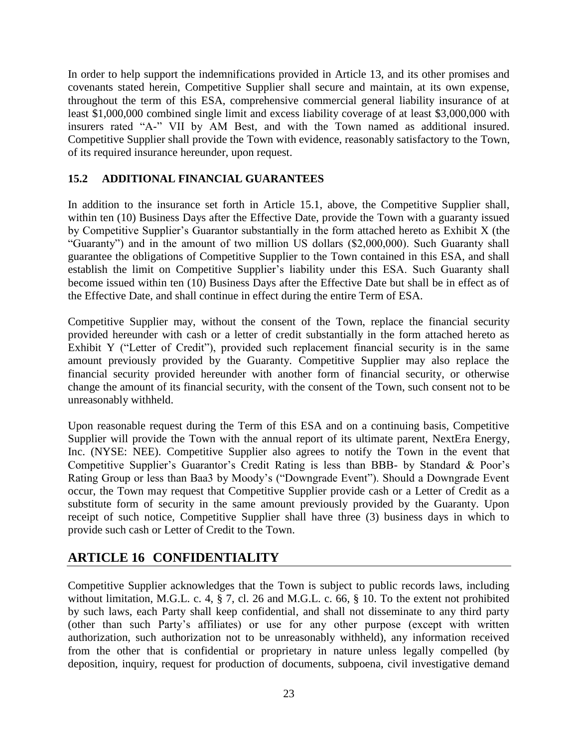In order to help support the indemnifications provided in Article 13, and its other promises and covenants stated herein, Competitive Supplier shall secure and maintain, at its own expense, throughout the term of this ESA, comprehensive commercial general liability insurance of at least $1,000,000 combined single limit and excess liability coverage of at least $3,000,000 with insurers rated "A-" VII by AM Best, and with the Town named as additional insured. Competitive Supplier shall provide the Town with evidence, reasonably satisfactory to the Town, of its required insurance hereunder, upon request.

### 15.2 ADDITIONAL FINANCIAL GUARANTEES

In addition to the insurance set forth in Article 15.1, above, the Competitive Supplier shall, within ten (10) Business Days after the Effective Date, provide the Town with a guaranty issued by Competitive Supplier's Guarantor substantially in the form attached hereto as Exhibit X (the "Guaranty") and in the amount of two million US dollars ($2,000,000). Such Guaranty shall guarantee the obligations of Competitive Supplier to the Town contained in this ESA, and shall establish the limit on Competitive Supplier's liability under this ESA. Such Guaranty shall become issued within ten (10) Business Days after the Effective Date but shall be in effect as of the Effective Date, and shall continue in effect during the entire Term of ESA.

Competitive Supplier may, without the consent of the Town, replace the financial security provided hereunder with cash or a letter of credit substantially in the form attached hereto as Exhibit Y ("Letter of Credit"), provided such replacement financial security is in the same amount previously provided by the Guaranty. Competitive Supplier may also replace the financial security provided hereunder with another form of financial security, or otherwise change the amount of its financial security, with the consent of the Town, such consent not to be unreasonably withheld.

Upon reasonable request during the Term of this ESA and on a continuing basis, Competitive Supplier will provide the Town with the annual report of its ultimate parent, NextEra Energy, Inc. (NYSE: NEE). Competitive Supplier also agrees to notify the Town in the event that Competitive Supplier's Guarantor's Credit Rating is less than BBB- by Standard & Poor's Rating Group or less than Baa3 by Moody's ("Downgrade Event"). Should a Downgrade Event occur, the Town may request that Competitive Supplier provide cash or a Letter of Credit as a substitute form of security in the same amount previously provided by the Guaranty. Upon receipt of such notice, Competitive Supplier shall have three (3) business days in which to provide such cash or Letter of Credit to the Town.

## ARTICLE 16 CONFIDENTIALITY

Competitive Supplier acknowledges that the Town is subject to public records laws, including without limitation, M.G.L. c. 4, § 7, cl. 26 and M.G.L. c. 66, § 10. To the extent not prohibited by such laws, each Party shall keep confidential, and shall not disseminate to any third party (other than such Party's affiliates) or use for any other purpose (except with written authorization, such authorization not to be unreasonably withheld), any information received from the other that is confidential or proprietary in nature unless legally compelled (by deposition, inquiry, request for production of documents, subpoena, civil investigative demand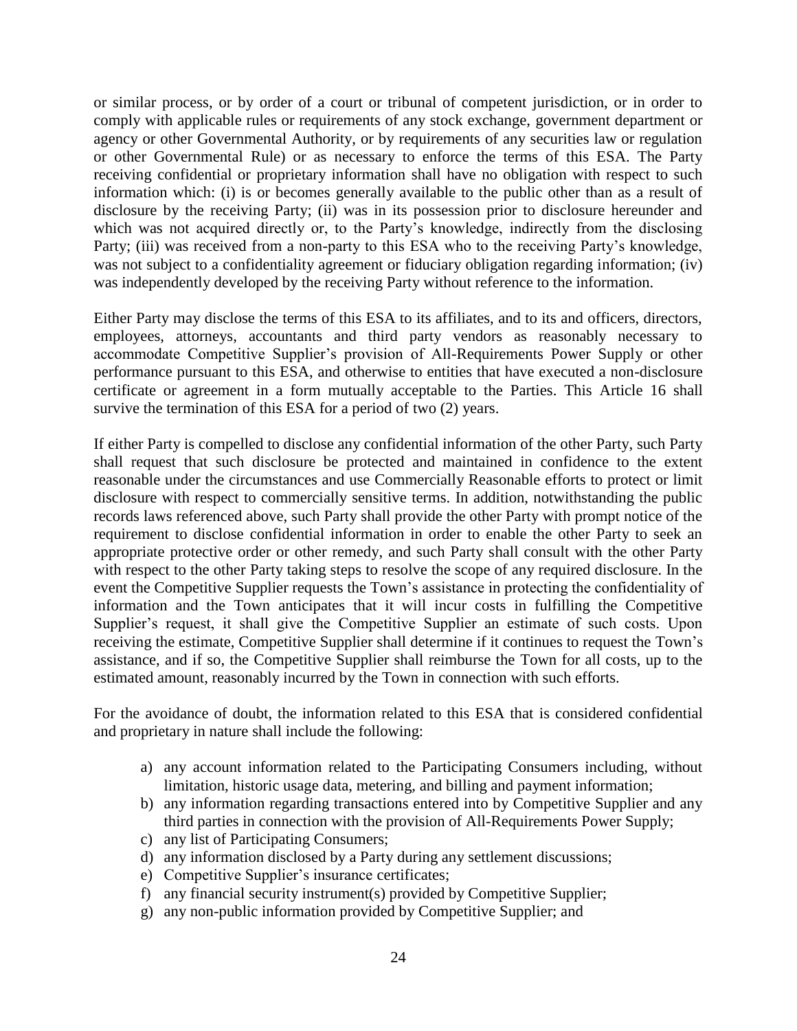or similar process, or by order of a court or tribunal of competent jurisdiction, or in order to comply with applicable rules or requirements of any stock exchange, government department or agency or other Governmental Authority, or by requirements of any securities law or regulation or other Governmental Rule) or as necessary to enforce the terms of this ESA. The Party receiving confidential or proprietary information shall have no obligation with respect to such information which: (i) is or becomes generally available to the public other than as a result of disclosure by the receiving Party; (ii) was in its possession prior to disclosure hereunder and which was not acquired directly or, to the Party's knowledge, indirectly from the disclosing Party; (iii) was received from a non-party to this ESA who to the receiving Party's knowledge, was not subject to a confidentiality agreement or fiduciary obligation regarding information; (iv) was independently developed by the receiving Party without reference to the information.

Either Party may disclose the terms of this ESA to its affiliates, and to its and officers, directors, employees, attorneys, accountants and third party vendors as reasonably necessary to accommodate Competitive Supplier's provision of All-Requirements Power Supply or other performance pursuant to this ESA, and otherwise to entities that have executed a non-disclosure certificate or agreement in a form mutually acceptable to the Parties. This Article 16 shall survive the termination of this ESA for a period of two (2) years.

If either Party is compelled to disclose any confidential information of the other Party, such Party shall request that such disclosure be protected and maintained in confidence to the extent reasonable under the circumstances and use Commercially Reasonable efforts to protect or limit disclosure with respect to commercially sensitive terms. In addition, notwithstanding the public records laws referenced above, such Party shall provide the other Party with prompt notice of the requirement to disclose confidential information in order to enable the other Party to seek an appropriate protective order or other remedy, and such Party shall consult with the other Party with respect to the other Party taking steps to resolve the scope of any required disclosure. In the event the Competitive Supplier requests the Town's assistance in protecting the confidentiality of information and the Town anticipates that it will incur costs in fulfilling the Competitive Supplier's request, it shall give the Competitive Supplier an estimate of such costs. Upon receiving the estimate, Competitive Supplier shall determine if it continues to request the Town's assistance, and if so, the Competitive Supplier shall reimburse the Town for all costs, up to the estimated amount, reasonably incurred by the Town in connection with such efforts.

For the avoidance of doubt, the information related to this ESA that is considered confidential and proprietary in nature shall include the following:

a) any account information related to the Participating Consumers including, without limitation, historic usage data, metering, and billing and payment information;
b) any information regarding transactions entered into by Competitive Supplier and any third parties in connection with the provision of All-Requirements Power Supply;
c) any list of Participating Consumers;
d) any information disclosed by a Party during any settlement discussions;
e) Competitive Supplier's insurance certificates;
f) any financial security instrument(s) provided by Competitive Supplier;
g) any non-public information provided by Competitive Supplier; and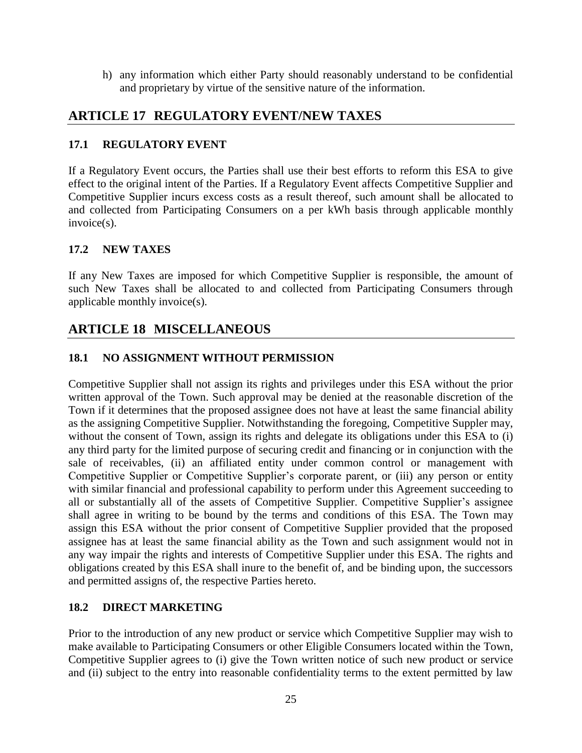h) any information which either Party should reasonably understand to be confidential and proprietary by virtue of the sensitive nature of the information.

## ARTICLE 17 REGULATORY EVENT/NEW TAXES

### 17.1 REGULATORY EVENT

If a Regulatory Event occurs, the Parties shall use their best efforts to reform this ESA to give effect to the original intent of the Parties. If a Regulatory Event affects Competitive Supplier and Competitive Supplier incurs excess costs as a result thereof, such amount shall be allocated to and collected from Participating Consumers on a per kWh basis through applicable monthly invoice(s).

### 17.2 NEW TAXES

If any New Taxes are imposed for which Competitive Supplier is responsible, the amount of such New Taxes shall be allocated to and collected from Participating Consumers through applicable monthly invoice(s).

## ARTICLE 18 MISCELLANEOUS

### 18.1 NO ASSIGNMENT WITHOUT PERMISSION

Competitive Supplier shall not assign its rights and privileges under this ESA without the prior written approval of the Town. Such approval may be denied at the reasonable discretion of the Town if it determines that the proposed assignee does not have at least the same financial ability as the assigning Competitive Supplier. Notwithstanding the foregoing, Competitive Suppler may, without the consent of Town, assign its rights and delegate its obligations under this ESA to (i) any third party for the limited purpose of securing credit and financing or in conjunction with the sale of receivables, (ii) an affiliated entity under common control or management with Competitive Supplier or Competitive Supplier's corporate parent, or (iii) any person or entity with similar financial and professional capability to perform under this Agreement succeeding to all or substantially all of the assets of Competitive Supplier. Competitive Supplier's assignee shall agree in writing to be bound by the terms and conditions of this ESA. The Town may assign this ESA without the prior consent of Competitive Supplier provided that the proposed assignee has at least the same financial ability as the Town and such assignment would not in any way impair the rights and interests of Competitive Supplier under this ESA. The rights and obligations created by this ESA shall inure to the benefit of, and be binding upon, the successors and permitted assigns of, the respective Parties hereto.

### 18.2 DIRECT MARKETING

Prior to the introduction of any new product or service which Competitive Supplier may wish to make available to Participating Consumers or other Eligible Consumers located within the Town, Competitive Supplier agrees to (i) give the Town written notice of such new product or service and (ii) subject to the entry into reasonable confidentiality terms to the extent permitted by law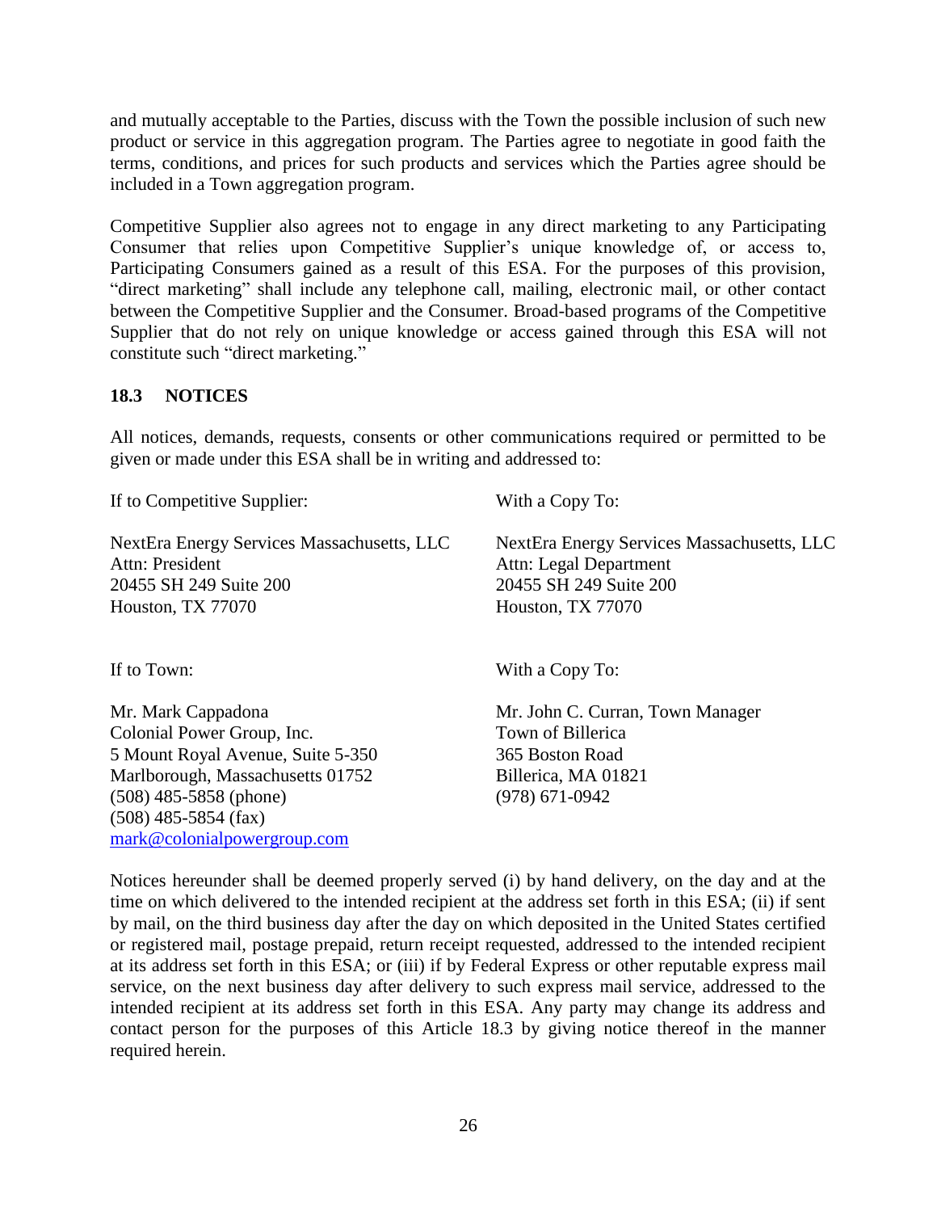and mutually acceptable to the Parties, discuss with the Town the possible inclusion of such new product or service in this aggregation program. The Parties agree to negotiate in good faith the terms, conditions, and prices for such products and services which the Parties agree should be included in a Town aggregation program.

Competitive Supplier also agrees not to engage in any direct marketing to any Participating Consumer that relies upon Competitive Supplier's unique knowledge of, or access to, Participating Consumers gained as a result of this ESA. For the purposes of this provision, "direct marketing" shall include any telephone call, mailing, electronic mail, or other contact between the Competitive Supplier and the Consumer. Broad-based programs of the Competitive Supplier that do not rely on unique knowledge or access gained through this ESA will not constitute such "direct marketing."

### 18.3 NOTICES

All notices, demands, requests, consents or other communications required or permitted to be given or made under this ESA shall be in writing and addressed to:

| If to Competitive Supplier: | With a Copy To: |
|---|---|
| NextEra Energy Services Massachusetts, LLC<br>Attn: President<br>20455 SH 249 Suite 200<br>Houston, TX 77070 | NextEra Energy Services Massachusetts, LLC<br>Attn: Legal Department<br>20455 SH 249 Suite 200<br>Houston, TX 77070 |
| If to Town: | With a Copy To: |
| Mr. Mark Cappadona<br>Colonial Power Group, Inc.<br>5 Mount Royal Avenue, Suite 5-350<br>Marlborough, Massachusetts 01752<br>(508) 485-5858 (phone)<br>(508) 485-5854 (fax)<br>mark@colonialpowergroup.com | Mr. John C. Curran, Town Manager<br>Town of Billerica<br>365 Boston Road<br>Billerica, MA 01821<br>(978) 671-0942 |

Notices hereunder shall be deemed properly served (i) by hand delivery, on the day and at the time on which delivered to the intended recipient at the address set forth in this ESA; (ii) if sent by mail, on the third business day after the day on which deposited in the United States certified or registered mail, postage prepaid, return receipt requested, addressed to the intended recipient at its address set forth in this ESA; or (iii) if by Federal Express or other reputable express mail service, on the next business day after delivery to such express mail service, addressed to the intended recipient at its address set forth in this ESA. Any party may change its address and contact person for the purposes of this Article 18.3 by giving notice thereof in the manner required herein.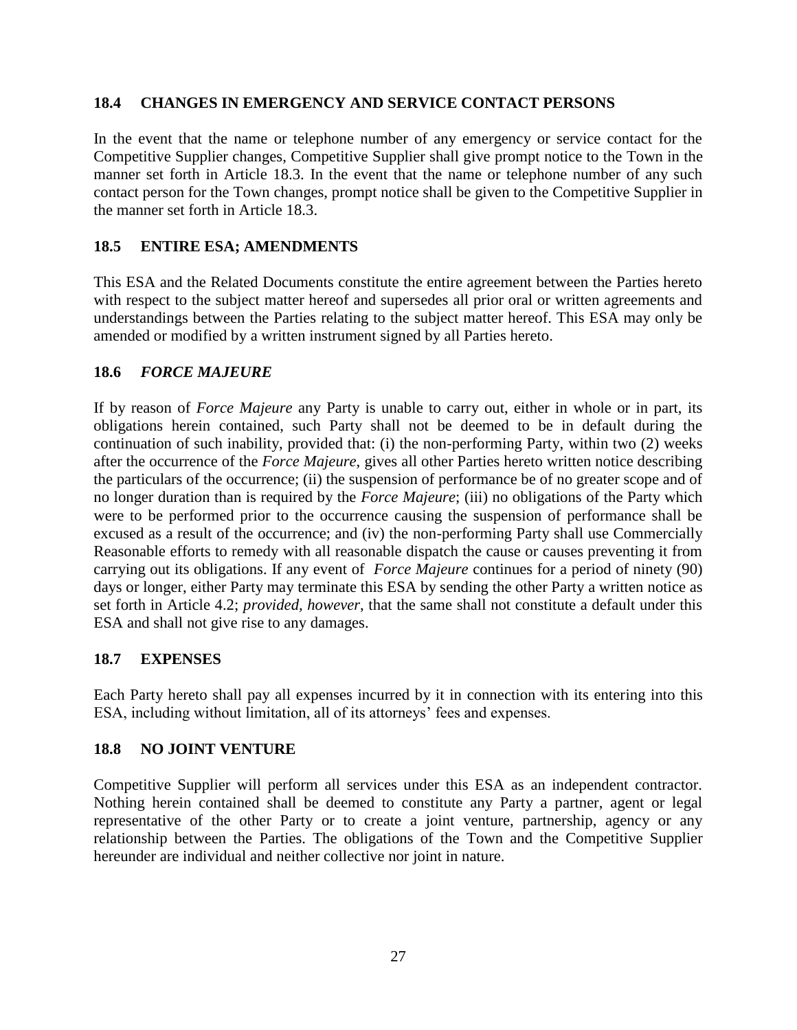## 18.4 CHANGES IN EMERGENCY AND SERVICE CONTACT PERSONS

In the event that the name or telephone number of any emergency or service contact for the Competitive Supplier changes, Competitive Supplier shall give prompt notice to the Town in the manner set forth in Article 18.3. In the event that the name or telephone number of any such contact person for the Town changes, prompt notice shall be given to the Competitive Supplier in the manner set forth in Article 18.3.

## 18.5 ENTIRE ESA; AMENDMENTS

This ESA and the Related Documents constitute the entire agreement between the Parties hereto with respect to the subject matter hereof and supersedes all prior oral or written agreements and understandings between the Parties relating to the subject matter hereof. This ESA may only be amended or modified by a written instrument signed by all Parties hereto.

## 18.6 *FORCE MAJEURE*

If by reason of *Force Majeure* any Party is unable to carry out, either in whole or in part, its obligations herein contained, such Party shall not be deemed to be in default during the continuation of such inability, provided that: (i) the non-performing Party, within two (2) weeks after the occurrence of the *Force Majeure*, gives all other Parties hereto written notice describing the particulars of the occurrence; (ii) the suspension of performance be of no greater scope and of no longer duration than is required by the *Force Majeure*; (iii) no obligations of the Party which were to be performed prior to the occurrence causing the suspension of performance shall be excused as a result of the occurrence; and (iv) the non-performing Party shall use Commercially Reasonable efforts to remedy with all reasonable dispatch the cause or causes preventing it from carrying out its obligations. If any event of *Force Majeure* continues for a period of ninety (90) days or longer, either Party may terminate this ESA by sending the other Party a written notice as set forth in Article 4.2; *provided, however*, that the same shall not constitute a default under this ESA and shall not give rise to any damages.

## 18.7 EXPENSES

Each Party hereto shall pay all expenses incurred by it in connection with its entering into this ESA, including without limitation, all of its attorneys' fees and expenses.

## 18.8 NO JOINT VENTURE

Competitive Supplier will perform all services under this ESA as an independent contractor. Nothing herein contained shall be deemed to constitute any Party a partner, agent or legal representative of the other Party or to create a joint venture, partnership, agency or any relationship between the Parties. The obligations of the Town and the Competitive Supplier hereunder are individual and neither collective nor joint in nature.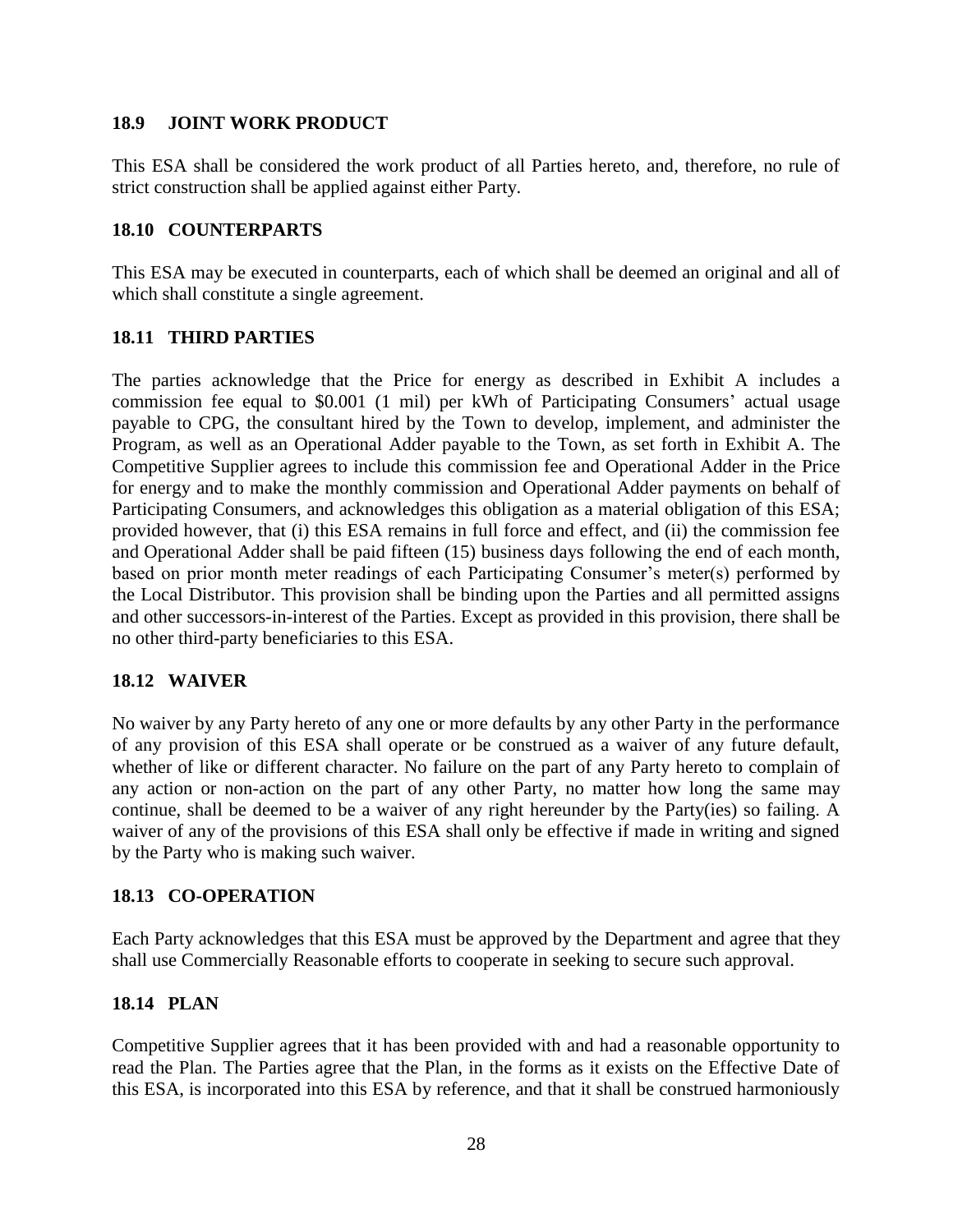### 18.9 JOINT WORK PRODUCT

This ESA shall be considered the work product of all Parties hereto, and, therefore, no rule of strict construction shall be applied against either Party.

### 18.10 COUNTERPARTS

This ESA may be executed in counterparts, each of which shall be deemed an original and all of which shall constitute a single agreement.

### 18.11 THIRD PARTIES

The parties acknowledge that the Price for energy as described in Exhibit A includes a commission fee equal to $0.001 (1 mil) per kWh of Participating Consumers' actual usage payable to CPG, the consultant hired by the Town to develop, implement, and administer the Program, as well as an Operational Adder payable to the Town, as set forth in Exhibit A. The Competitive Supplier agrees to include this commission fee and Operational Adder in the Price for energy and to make the monthly commission and Operational Adder payments on behalf of Participating Consumers, and acknowledges this obligation as a material obligation of this ESA; provided however, that (i) this ESA remains in full force and effect, and (ii) the commission fee and Operational Adder shall be paid fifteen (15) business days following the end of each month, based on prior month meter readings of each Participating Consumer's meter(s) performed by the Local Distributor. This provision shall be binding upon the Parties and all permitted assigns and other successors-in-interest of the Parties. Except as provided in this provision, there shall be no other third-party beneficiaries to this ESA.

### 18.12 WAIVER

No waiver by any Party hereto of any one or more defaults by any other Party in the performance of any provision of this ESA shall operate or be construed as a waiver of any future default, whether of like or different character. No failure on the part of any Party hereto to complain of any action or non-action on the part of any other Party, no matter how long the same may continue, shall be deemed to be a waiver of any right hereunder by the Party(ies) so failing. A waiver of any of the provisions of this ESA shall only be effective if made in writing and signed by the Party who is making such waiver.

### 18.13 CO-OPERATION

Each Party acknowledges that this ESA must be approved by the Department and agree that they shall use Commercially Reasonable efforts to cooperate in seeking to secure such approval.

### 18.14 PLAN

Competitive Supplier agrees that it has been provided with and had a reasonable opportunity to read the Plan. The Parties agree that the Plan, in the forms as it exists on the Effective Date of this ESA, is incorporated into this ESA by reference, and that it shall be construed harmoniously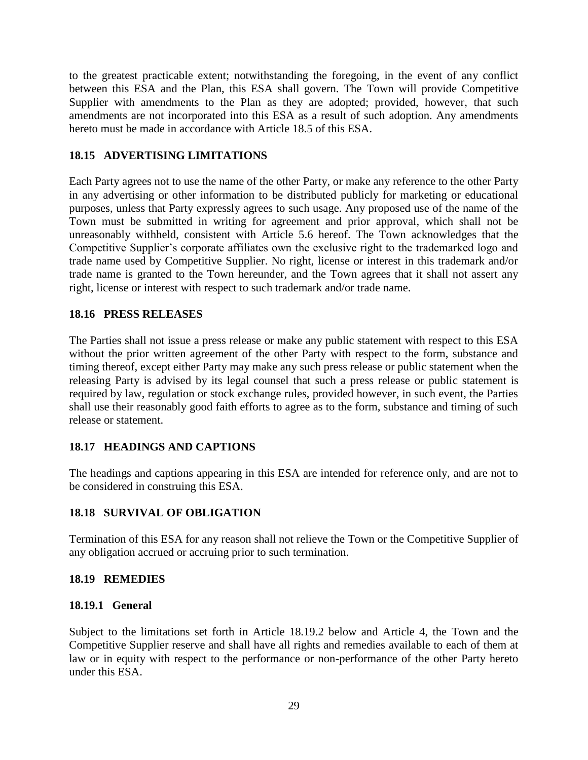to the greatest practicable extent; notwithstanding the foregoing, in the event of any conflict between this ESA and the Plan, this ESA shall govern. The Town will provide Competitive Supplier with amendments to the Plan as they are adopted; provided, however, that such amendments are not incorporated into this ESA as a result of such adoption. Any amendments hereto must be made in accordance with Article 18.5 of this ESA.

### 18.15 ADVERTISING LIMITATIONS

Each Party agrees not to use the name of the other Party, or make any reference to the other Party in any advertising or other information to be distributed publicly for marketing or educational purposes, unless that Party expressly agrees to such usage. Any proposed use of the name of the Town must be submitted in writing for agreement and prior approval, which shall not be unreasonably withheld, consistent with Article 5.6 hereof. The Town acknowledges that the Competitive Supplier's corporate affiliates own the exclusive right to the trademarked logo and trade name used by Competitive Supplier. No right, license or interest in this trademark and/or trade name is granted to the Town hereunder, and the Town agrees that it shall not assert any right, license or interest with respect to such trademark and/or trade name.

### 18.16 PRESS RELEASES

The Parties shall not issue a press release or make any public statement with respect to this ESA without the prior written agreement of the other Party with respect to the form, substance and timing thereof, except either Party may make any such press release or public statement when the releasing Party is advised by its legal counsel that such a press release or public statement is required by law, regulation or stock exchange rules, provided however, in such event, the Parties shall use their reasonably good faith efforts to agree as to the form, substance and timing of such release or statement.

### 18.17 HEADINGS AND CAPTIONS

The headings and captions appearing in this ESA are intended for reference only, and are not to be considered in construing this ESA.

### 18.18 SURVIVAL OF OBLIGATION

Termination of this ESA for any reason shall not relieve the Town or the Competitive Supplier of any obligation accrued or accruing prior to such termination.

### 18.19 REMEDIES

#### 18.19.1 General

Subject to the limitations set forth in Article 18.19.2 below and Article 4, the Town and the Competitive Supplier reserve and shall have all rights and remedies available to each of them at law or in equity with respect to the performance or non-performance of the other Party hereto under this ESA.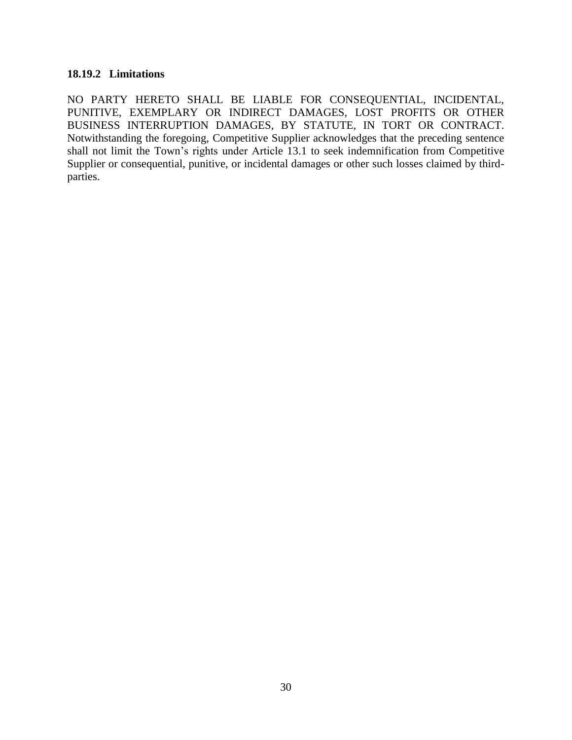#### 18.19.2 Limitations

NO PARTY HERETO SHALL BE LIABLE FOR CONSEQUENTIAL, INCIDENTAL, PUNITIVE, EXEMPLARY OR INDIRECT DAMAGES, LOST PROFITS OR OTHER BUSINESS INTERRUPTION DAMAGES, BY STATUTE, IN TORT OR CONTRACT. Notwithstanding the foregoing, Competitive Supplier acknowledges that the preceding sentence shall not limit the Town's rights under Article 13.1 to seek indemnification from Competitive Supplier or consequential, punitive, or incidental damages or other such losses claimed by third-parties.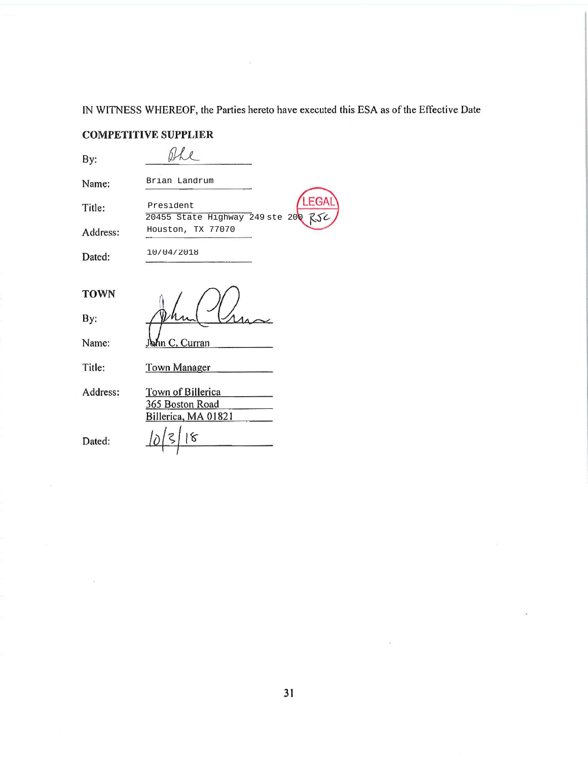IN WITNESS WHEREOF, the Parties hereto have executed this ESA as of the Effective Date

**COMPETITIVE SUPPLIER**

By: _______________

Name: Brian Landrum

Title: President

Address: 20455 State Highway 249 ste 200
Houston, TX 77070

Dated: 10/04/2018

LEGAL RJC

**TOWN**

By: _______________

Name: John C. Curran

Title: Town Manager

Address: Town of Billerica
365 Boston Road
Billerica, MA 01821

Dated: 10/3/18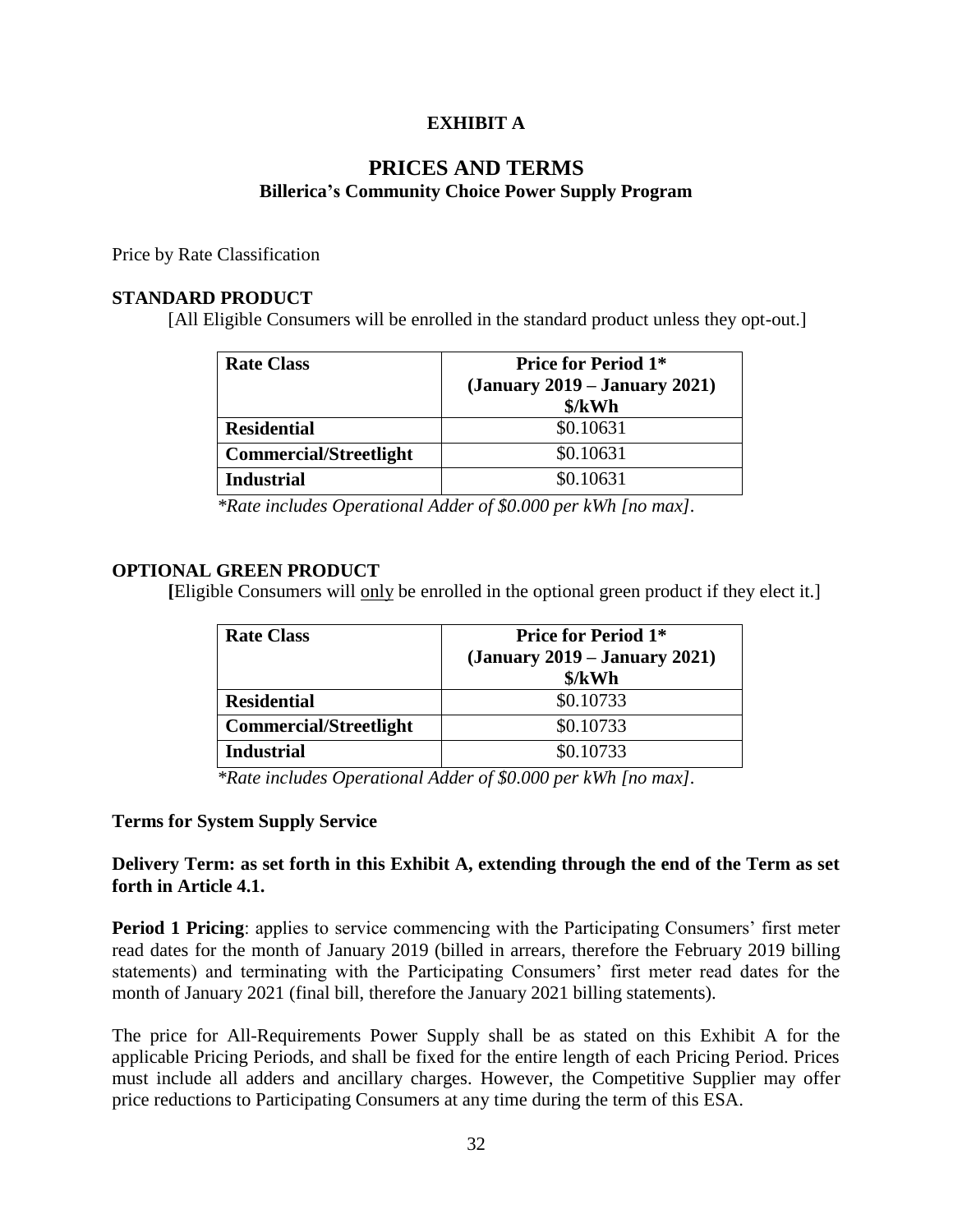# EXHIBIT A

## PRICES AND TERMS

### Billerica's Community Choice Power Supply Program

Price by Rate Classification

**STANDARD PRODUCT**

[All Eligible Consumers will be enrolled in the standard product unless they opt-out.]

| Rate Class | Price for Period 1* (January 2019 – January 2021) $/kWh |
|---|---|
| **Residential** | $0.10631 |
| **Commercial/Streetlight** | $0.10631 |
| **Industrial** | $0.10631 |

*\*Rate includes Operational Adder of $0.000 per kWh [no max].*

**OPTIONAL GREEN PRODUCT**

**[**Eligible Consumers will <u>only</u> be enrolled in the optional green product if they elect it.]

| Rate Class | Price for Period 1* (January 2019 – January 2021) $/kWh |
|---|---|
| **Residential** | $0.10733 |
| **Commercial/Streetlight** | $0.10733 |
| **Industrial** | $0.10733 |

*\*Rate includes Operational Adder of $0.000 per kWh [no max].*

**Terms for System Supply Service**

**Delivery Term: as set forth in this Exhibit A, extending through the end of the Term as set forth in Article 4.1.**

**Period 1 Pricing**: applies to service commencing with the Participating Consumers' first meter read dates for the month of January 2019 (billed in arrears, therefore the February 2019 billing statements) and terminating with the Participating Consumers' first meter read dates for the month of January 2021 (final bill, therefore the January 2021 billing statements).

The price for All-Requirements Power Supply shall be as stated on this Exhibit A for the applicable Pricing Periods, and shall be fixed for the entire length of each Pricing Period. Prices must include all adders and ancillary charges. However, the Competitive Supplier may offer price reductions to Participating Consumers at any time during the term of this ESA.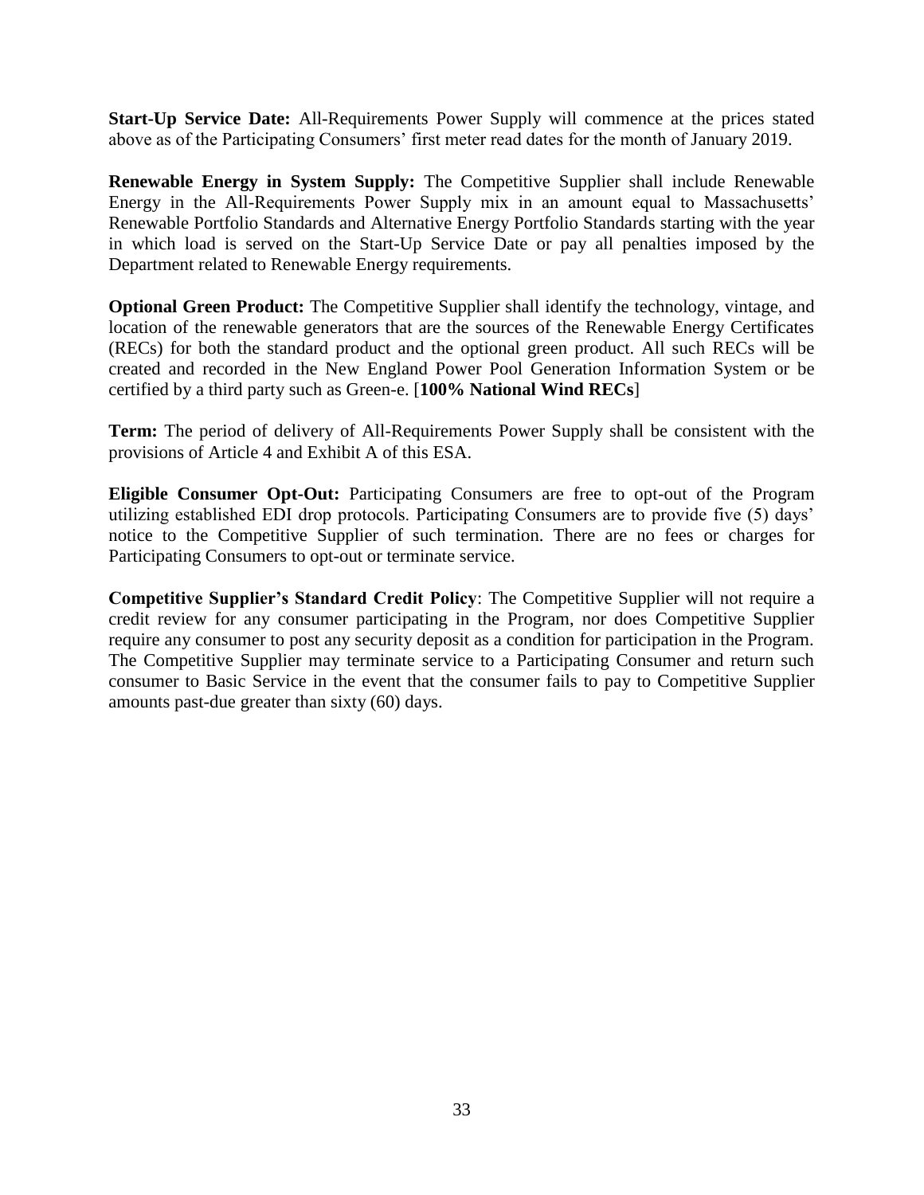**Start-Up Service Date:** All-Requirements Power Supply will commence at the prices stated above as of the Participating Consumers' first meter read dates for the month of January 2019.

**Renewable Energy in System Supply:** The Competitive Supplier shall include Renewable Energy in the All-Requirements Power Supply mix in an amount equal to Massachusetts' Renewable Portfolio Standards and Alternative Energy Portfolio Standards starting with the year in which load is served on the Start-Up Service Date or pay all penalties imposed by the Department related to Renewable Energy requirements.

**Optional Green Product:** The Competitive Supplier shall identify the technology, vintage, and location of the renewable generators that are the sources of the Renewable Energy Certificates (RECs) for both the standard product and the optional green product. All such RECs will be created and recorded in the New England Power Pool Generation Information System or be certified by a third party such as Green-e. [**100% National Wind RECs**]

**Term:** The period of delivery of All-Requirements Power Supply shall be consistent with the provisions of Article 4 and Exhibit A of this ESA.

**Eligible Consumer Opt-Out:** Participating Consumers are free to opt-out of the Program utilizing established EDI drop protocols. Participating Consumers are to provide five (5) days' notice to the Competitive Supplier of such termination. There are no fees or charges for Participating Consumers to opt-out or terminate service.

**Competitive Supplier's Standard Credit Policy**: The Competitive Supplier will not require a credit review for any consumer participating in the Program, nor does Competitive Supplier require any consumer to post any security deposit as a condition for participation in the Program. The Competitive Supplier may terminate service to a Participating Consumer and return such consumer to Basic Service in the event that the consumer fails to pay to Competitive Supplier amounts past-due greater than sixty (60) days.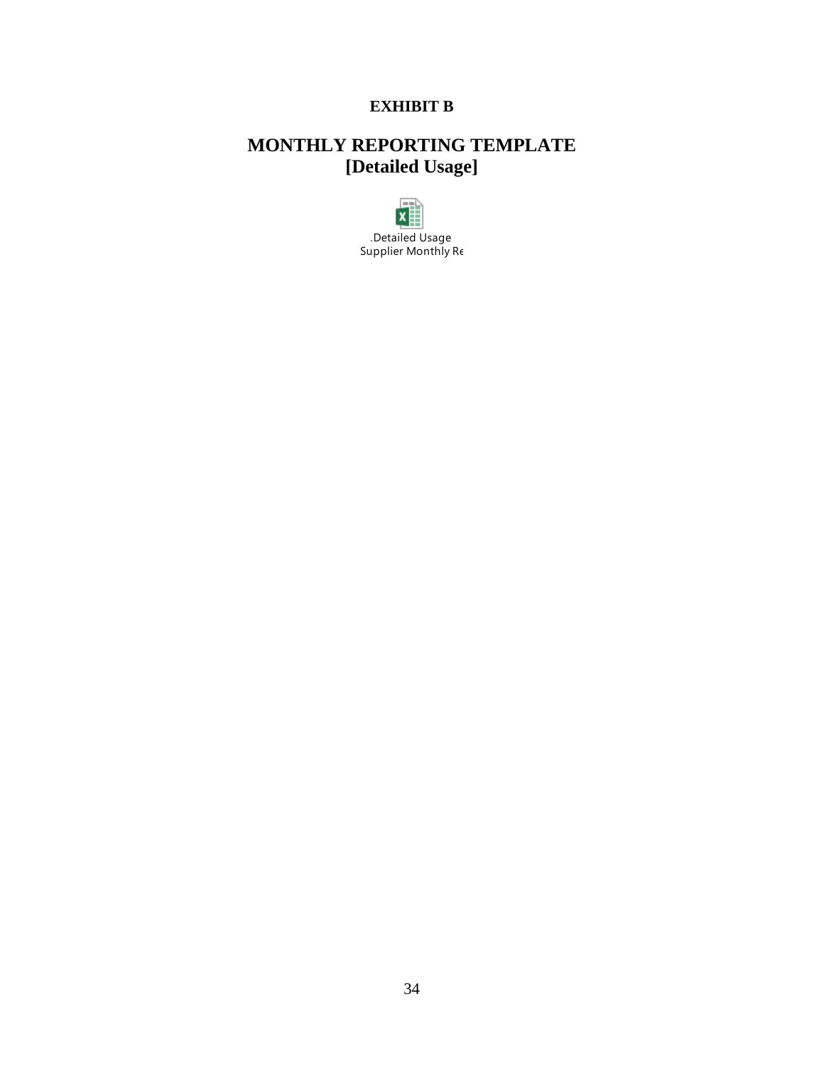**EXHIBIT B**

# MONTHLY REPORTING TEMPLATE
## [Detailed Usage]

.Detailed Usage
Supplier Monthly Re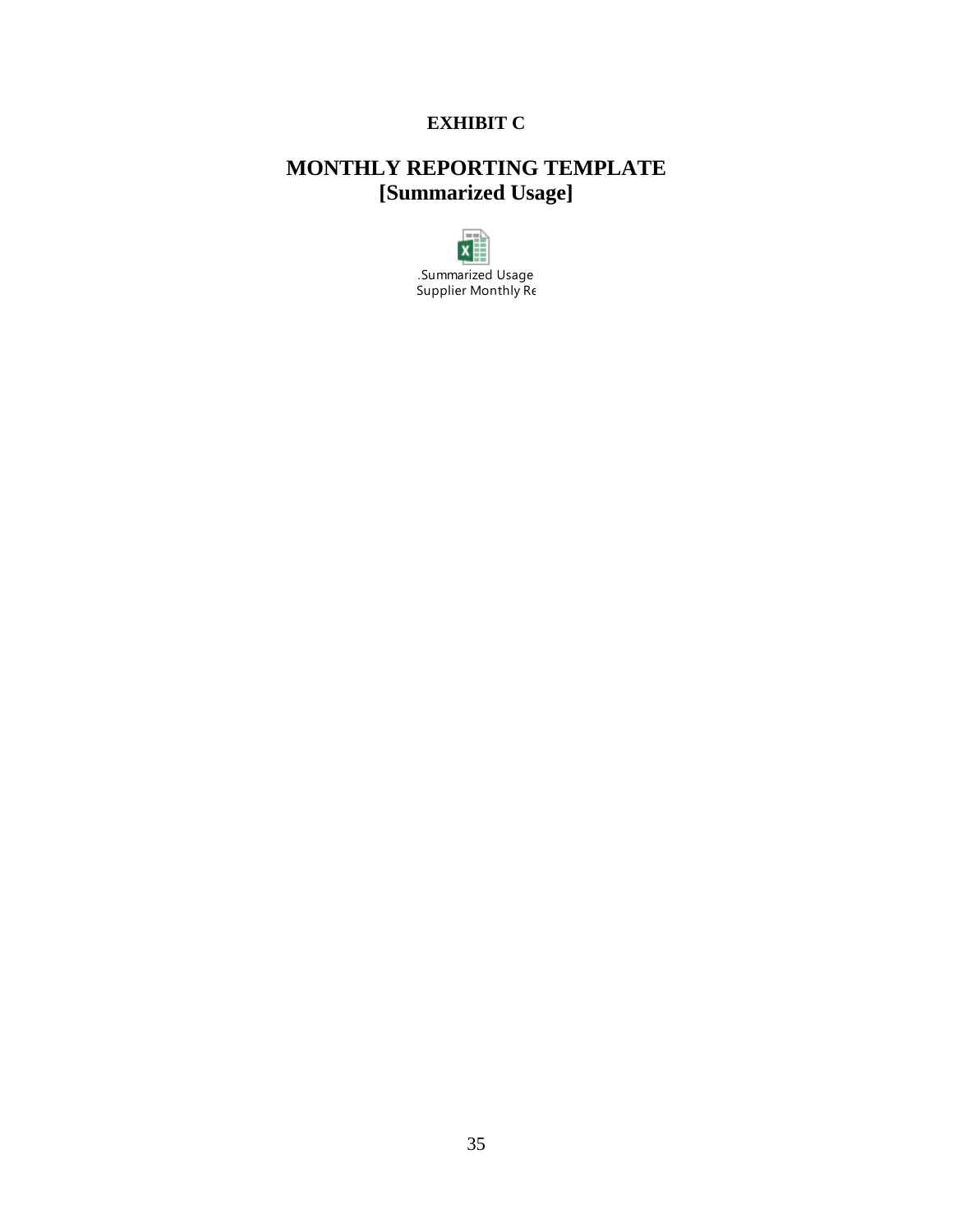**EXHIBIT C**

# MONTHLY REPORTING TEMPLATE
# [Summarized Usage]

.Summarized Usage
Supplier Monthly Re